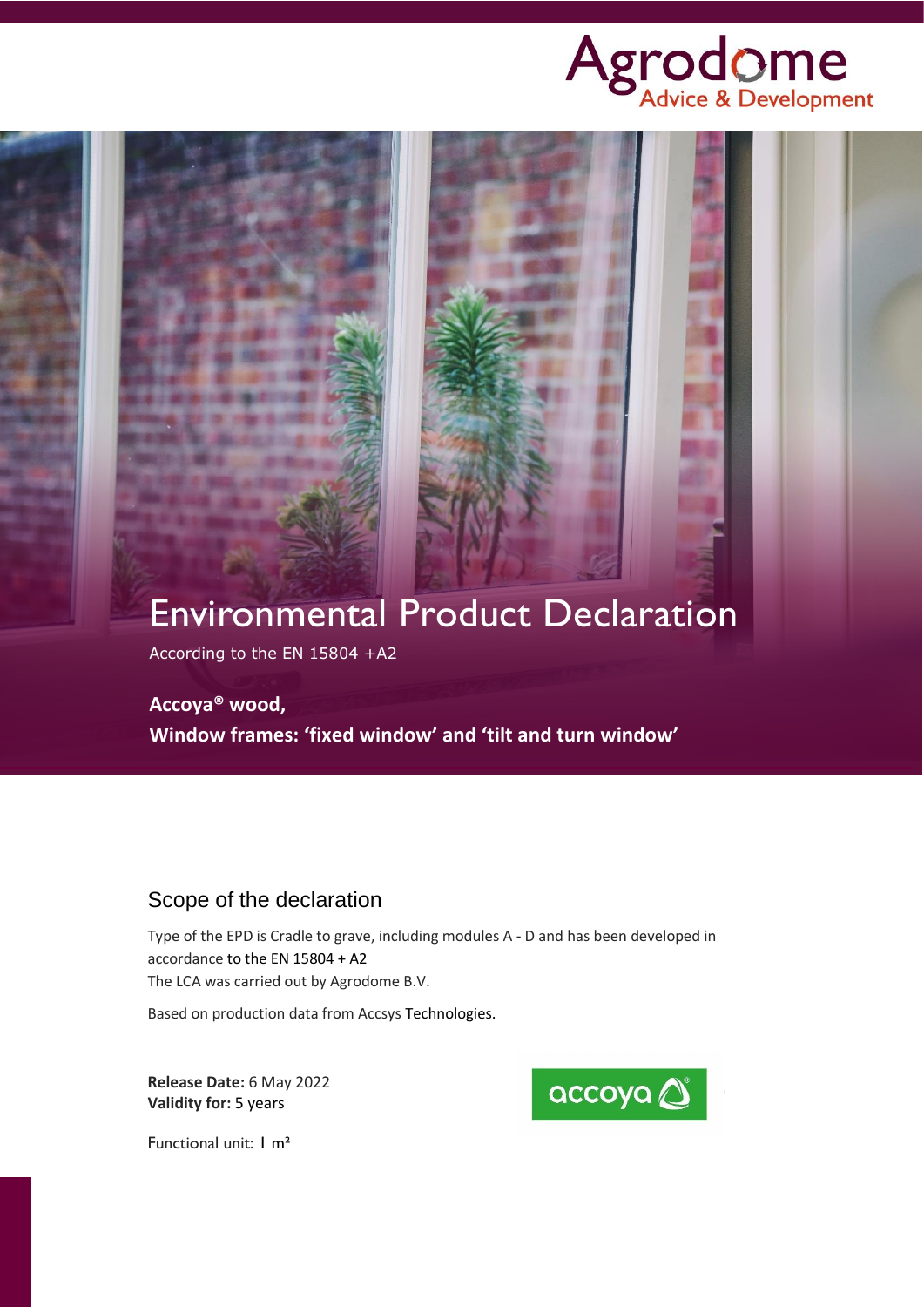# Environmental Product Declaration

According to the EN 15804 +A2

**Accoya® wood,**
**Window frames: 'fixed window' and 'tilt and turn window'**

## Scope of the declaration

Type of the EPD is Cradle to grave, including modules A - D and has been developed in accordance to the EN 15804 + A2

The LCA was carried out by Agrodome B.V.

Based on production data from Accsys Technologies.

**Release Date:** 6 May 2022
**Validity for:** 5 years

Functional unit: 1 m²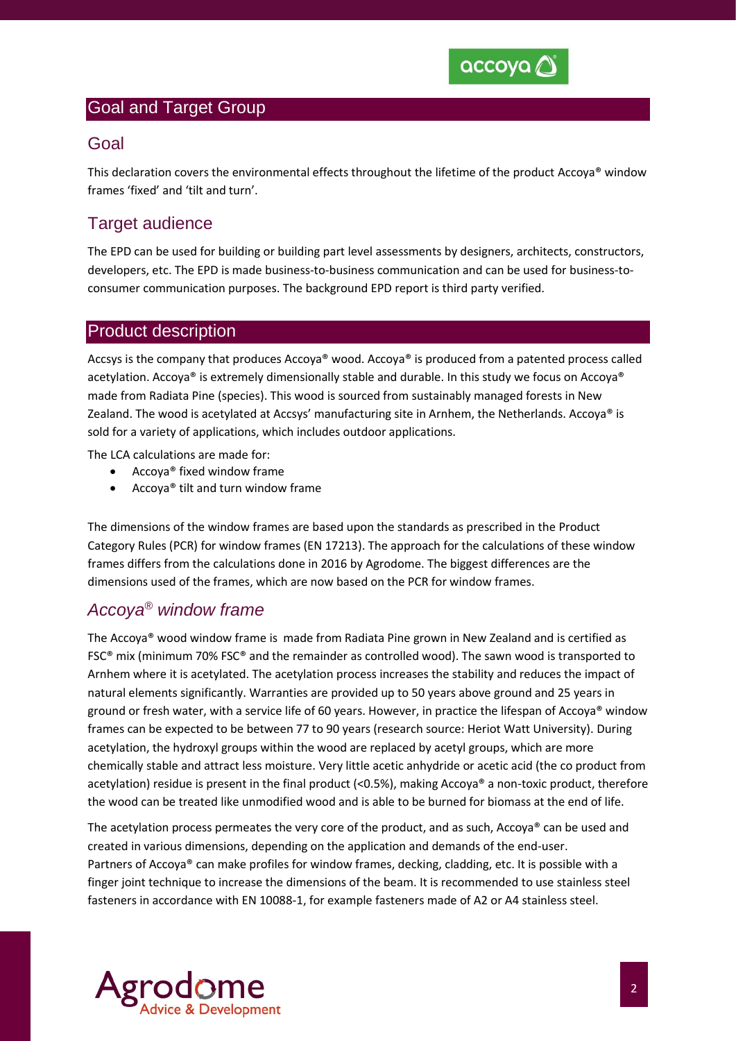# Goal and Target Group

## Goal

This declaration covers the environmental effects throughout the lifetime of the product Accoya® window frames 'fixed' and 'tilt and turn'.

## Target audience

The EPD can be used for building or building part level assessments by designers, architects, constructors, developers, etc. The EPD is made business-to-business communication and can be used for business-to-consumer communication purposes. The background EPD report is third party verified.

# Product description

Accsys is the company that produces Accoya® wood. Accoya® is produced from a patented process called acetylation. Accoya® is extremely dimensionally stable and durable. In this study we focus on Accoya® made from Radiata Pine (species). This wood is sourced from sustainably managed forests in New Zealand. The wood is acetylated at Accsys' manufacturing site in Arnhem, the Netherlands. Accoya® is sold for a variety of applications, which includes outdoor applications.

The LCA calculations are made for:

- Accoya® fixed window frame
- Accoya® tilt and turn window frame

The dimensions of the window frames are based upon the standards as prescribed in the Product Category Rules (PCR) for window frames (EN 17213). The approach for the calculations of these window frames differs from the calculations done in 2016 by Agrodome. The biggest differences are the dimensions used of the frames, which are now based on the PCR for window frames.

## *Accoya® window frame*

The Accoya® wood window frame is made from Radiata Pine grown in New Zealand and is certified as FSC® mix (minimum 70% FSC® and the remainder as controlled wood). The sawn wood is transported to Arnhem where it is acetylated. The acetylation process increases the stability and reduces the impact of natural elements significantly. Warranties are provided up to 50 years above ground and 25 years in ground or fresh water, with a service life of 60 years. However, in practice the lifespan of Accoya® window frames can be expected to be between 77 to 90 years (research source: Heriot Watt University). During acetylation, the hydroxyl groups within the wood are replaced by acetyl groups, which are more chemically stable and attract less moisture. Very little acetic anhydride or acetic acid (the co product from acetylation) residue is present in the final product (<0.5%), making Accoya® a non-toxic product, therefore the wood can be treated like unmodified wood and is able to be burned for biomass at the end of life.

The acetylation process permeates the very core of the product, and as such, Accoya® can be used and created in various dimensions, depending on the application and demands of the end-user. Partners of Accoya® can make profiles for window frames, decking, cladding, etc. It is possible with a finger joint technique to increase the dimensions of the beam. It is recommended to use stainless steel fasteners in accordance with EN 10088-1, for example fasteners made of A2 or A4 stainless steel.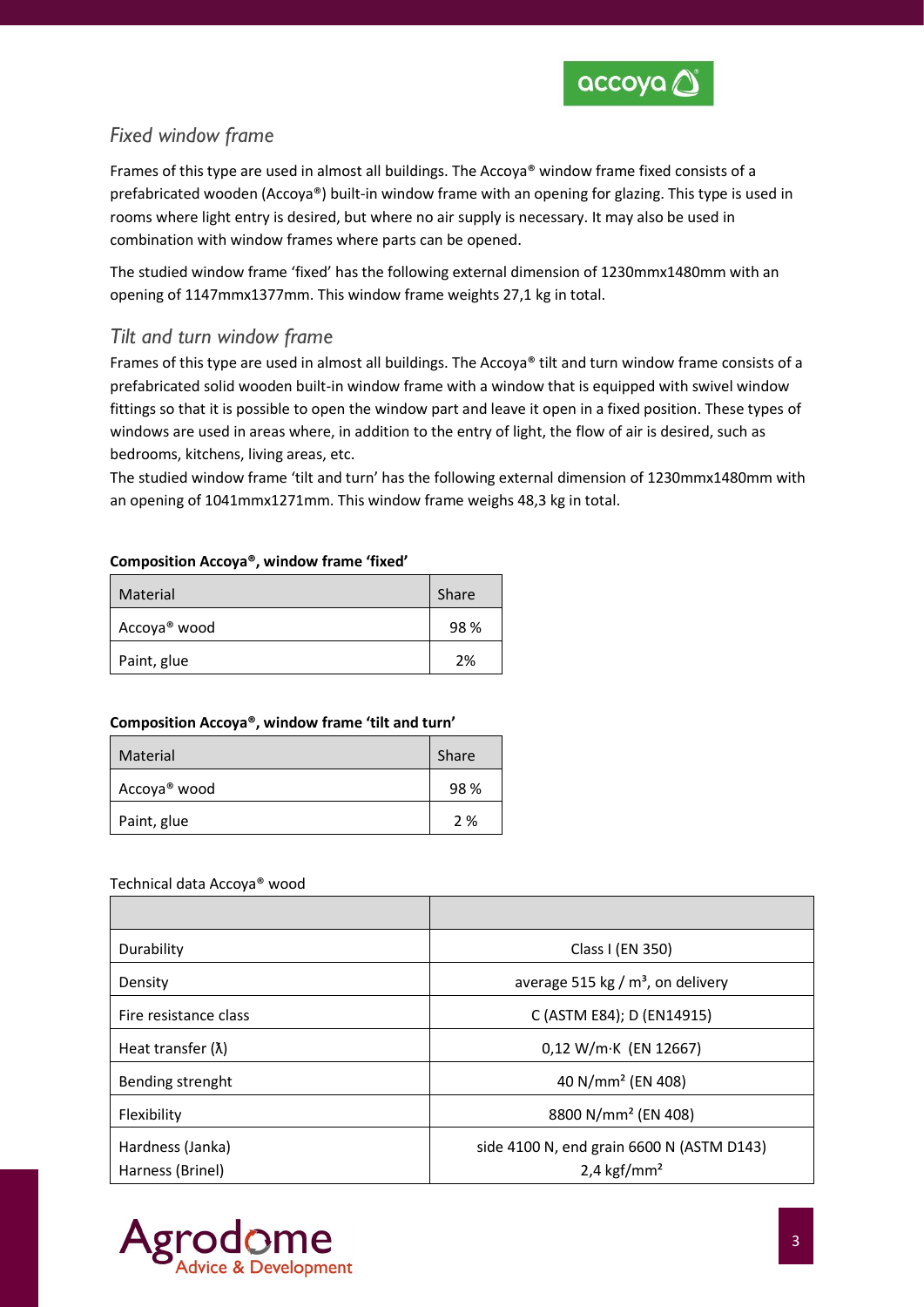## *Fixed window frame*

Frames of this type are used in almost all buildings. The Accoya® window frame fixed consists of a prefabricated wooden (Accoya®) built-in window frame with an opening for glazing. This type is used in rooms where light entry is desired, but where no air supply is necessary. It may also be used in combination with window frames where parts can be opened.

The studied window frame 'fixed' has the following external dimension of 1230mmx1480mm with an opening of 1147mmx1377mm. This window frame weights 27,1 kg in total.

## *Tilt and turn window frame*

Frames of this type are used in almost all buildings. The Accoya® tilt and turn window frame consists of a prefabricated solid wooden built-in window frame with a window that is equipped with swivel window fittings so that it is possible to open the window part and leave it open in a fixed position. These types of windows are used in areas where, in addition to the entry of light, the flow of air is desired, such as bedrooms, kitchens, living areas, etc.
The studied window frame 'tilt and turn' has the following external dimension of 1230mmx1480mm with an opening of 1041mmx1271mm. This window frame weighs 48,3 kg in total.

**Composition Accoya®, window frame 'fixed'**

| Material | Share |
|---|---|
| Accoya® wood | 98 % |
| Paint, glue | 2% |

**Composition Accoya®, window frame 'tilt and turn'**

| Material | Share |
|---|---|
| Accoya® wood | 98 % |
| Paint, glue | 2 % |

Technical data Accoya® wood

| | |
|---|---|
| Durability | Class I (EN 350) |
| Density | average 515 kg / m³, on delivery |
| Fire resistance class | C (ASTM E84); D (EN14915) |
| Heat transfer (λ) | 0,12 W/m·K (EN 12667) |
| Bending strenght | 40 N/mm² (EN 408) |
| Flexibility | 8800 N/mm² (EN 408) |
| Hardness (Janka)<br>Harness (Brinel) | side 4100 N, end grain 6600 N (ASTM D143)<br>2,4 kgf/mm² |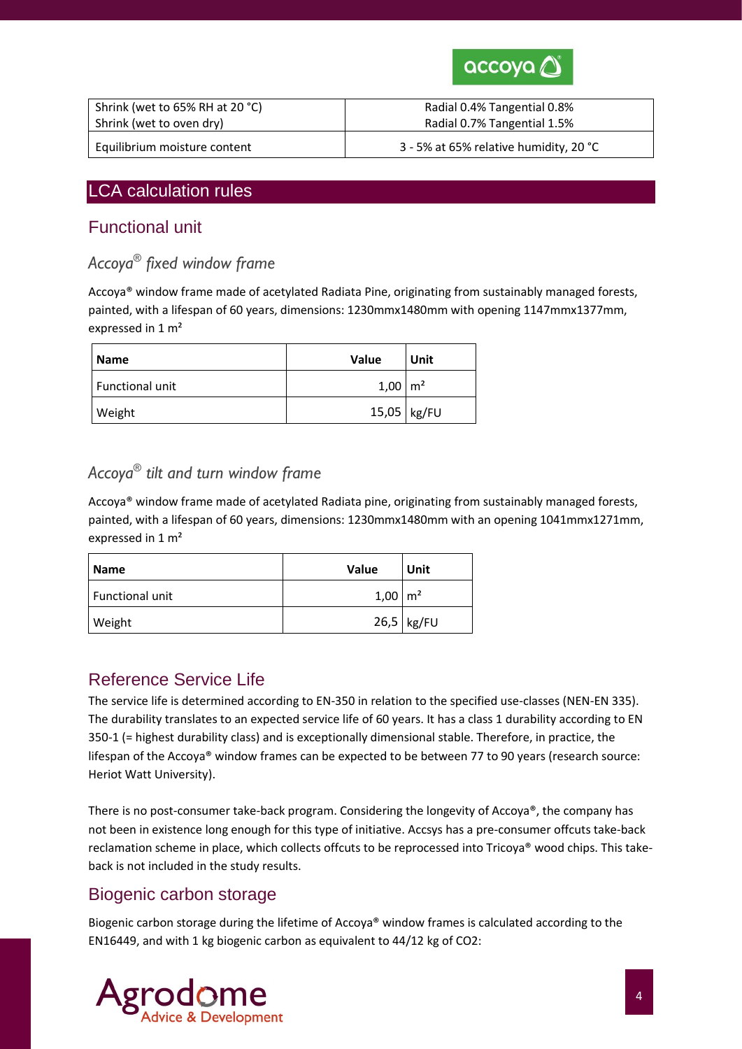| | |
|---|---|
| Shrink (wet to 65% RH at 20 °C)<br>Shrink (wet to oven dry) | Radial 0.4% Tangential 0.8%<br>Radial 0.7% Tangential 1.5% |
| Equilibrium moisture content | 3 - 5% at 65% relative humidity, 20 °C |

# LCA calculation rules

## Functional unit

### *Accoya® fixed window frame*

Accoya® window frame made of acetylated Radiata Pine, originating from sustainably managed forests, painted, with a lifespan of 60 years, dimensions: 1230mmx1480mm with opening 1147mmx1377mm, expressed in 1 m²

| Name | Value | Unit |
|---|---:|---|
| Functional unit | 1,00 | m² |
| Weight | 15,05 | kg/FU |

### *Accoya® tilt and turn window frame*

Accoya® window frame made of acetylated Radiata pine, originating from sustainably managed forests, painted, with a lifespan of 60 years, dimensions: 1230mmx1480mm with an opening 1041mmx1271mm, expressed in 1 m²

| Name | Value | Unit |
|---|---:|---|
| Functional unit | 1,00 | m² |
| Weight | 26,5 | kg/FU |

## Reference Service Life

The service life is determined according to EN-350 in relation to the specified use-classes (NEN-EN 335). The durability translates to an expected service life of 60 years. It has a class 1 durability according to EN 350-1 (= highest durability class) and is exceptionally dimensional stable. Therefore, in practice, the lifespan of the Accoya® window frames can be expected to be between 77 to 90 years (research source: Heriot Watt University).

There is no post-consumer take-back program. Considering the longevity of Accoya®, the company has not been in existence long enough for this type of initiative. Accsys has a pre-consumer offcuts take-back reclamation scheme in place, which collects offcuts to be reprocessed into Tricoya® wood chips. This take-back is not included in the study results.

## Biogenic carbon storage

Biogenic carbon storage during the lifetime of Accoya® window frames is calculated according to the EN16449, and with 1 kg biogenic carbon as equivalent to 44/12 kg of $CO_2$: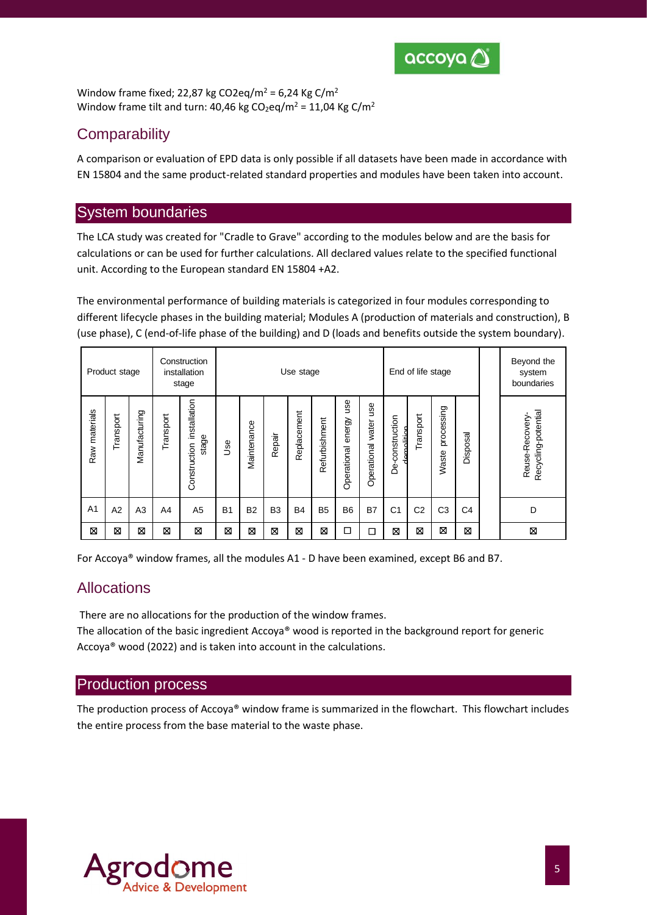Window frame fixed; 22,87 kg $CO2eq/m^2$ = 6,24 Kg $C/m^2$
Window frame tilt and turn: 40,46 kg $CO_2eq/m^2$ = 11,04 Kg $C/m^2$

## Comparability

A comparison or evaluation of EPD data is only possible if all datasets have been made in accordance with EN 15804 and the same product-related standard properties and modules have been taken into account.

## System boundaries

The LCA study was created for "Cradle to Grave" according to the modules below and are the basis for calculations or can be used for further calculations. All declared values relate to the specified functional unit. According to the European standard EN 15804 +A2.

The environmental performance of building materials is categorized in four modules corresponding to different lifecycle phases in the building material; Modules A (production of materials and construction), B (use phase), C (end-of-life phase of the building) and D (loads and benefits outside the system boundary).

| Product stage | | | Construction installation stage | | Use stage | | | | | | | End of life stage | | | | | Beyond the system boundaries |
|---|---|---|---|---|---|---|---|---|---|---|---|---|---|---|---|---|---|
| Raw materials | Transport | Manufacturing | Transport | Construction installation stage | Use | Maintenance | Repair | Replacement | Refurbishment | Operational energy use | Operational water use | De-construction demolition | Transport | Waste processing | Disposal | | Reuse-Recovery-Recycling-potential |
| A1 | A2 | A3 | A4 | A5 | B1 | B2 | B3 | B4 | B5 | B6 | B7 | C1 | C2 | C3 | C4 | | D |
| ⊠ | ⊠ | ⊠ | ⊠ | ⊠ | ⊠ | ⊠ | ⊠ | ⊠ | ⊠ | ☐ | ☐ | ⊠ | ⊠ | ⊠ | ⊠ | | ⊠ |

For Accoya® window frames, all the modules A1 - D have been examined, except B6 and B7.

## Allocations

There are no allocations for the production of the window frames.
The allocation of the basic ingredient Accoya® wood is reported in the background report for generic Accoya® wood (2022) and is taken into account in the calculations.

## Production process

The production process of Accoya® window frame is summarized in the flowchart. This flowchart includes the entire process from the base material to the waste phase.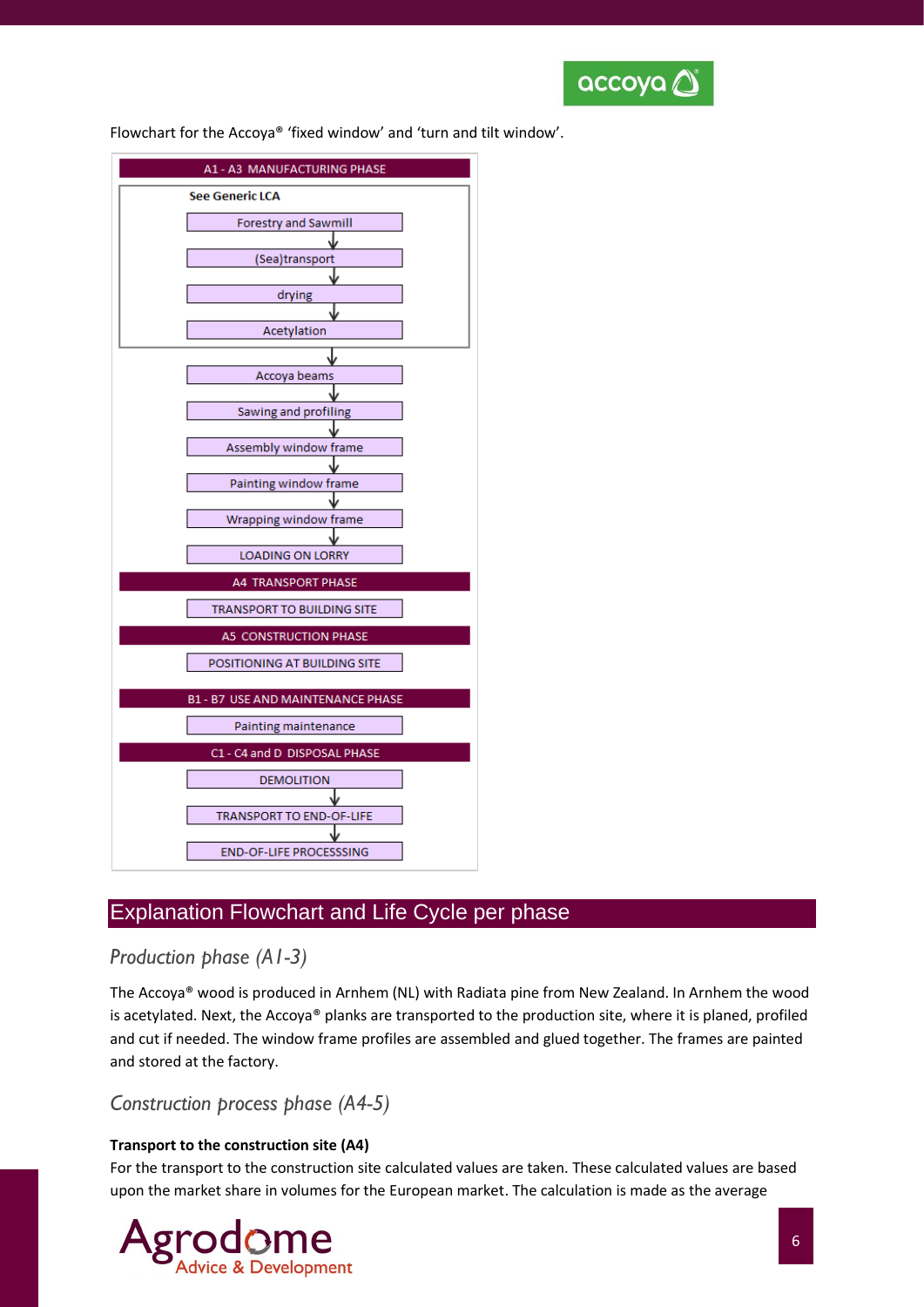Flowchart for the Accoya® ‘fixed window’ and ‘turn and tilt window’.

**A1 - A3 MANUFACTURING PHASE**

See Generic LCA

- Forestry and Sawmill
- ↓
- (Sea)transport
- ↓
- drying
- ↓
- Acetylation

↓

- Accoya beams
- ↓
- Sawing and profiling
- ↓
- Assembly window frame
- ↓
- Painting window frame
- ↓
- Wrapping window frame
- ↓
- LOADING ON LORRY

**A4 TRANSPORT PHASE**

- TRANSPORT TO BUILDING SITE

**A5 CONSTRUCTION PHASE**

- POSITIONING AT BUILDING SITE

**B1 - B7 USE AND MAINTENANCE PHASE**

- Painting maintenance

**C1 - C4 and D DISPOSAL PHASE**

- DEMOLITION
- ↓
- TRANSPORT TO END-OF-LIFE
- ↓
- END-OF-LIFE PROCESSSING

## Explanation Flowchart and Life Cycle per phase

### *Production phase (A1-3)*

The Accoya® wood is produced in Arnhem (NL) with Radiata pine from New Zealand. In Arnhem the wood is acetylated. Next, the Accoya® planks are transported to the production site, where it is planed, profiled and cut if needed. The window frame profiles are assembled and glued together. The frames are painted and stored at the factory.

### *Construction process phase (A4-5)*

**Transport to the construction site (A4)**

For the transport to the construction site calculated values are taken. These calculated values are based upon the market share in volumes for the European market. The calculation is made as the average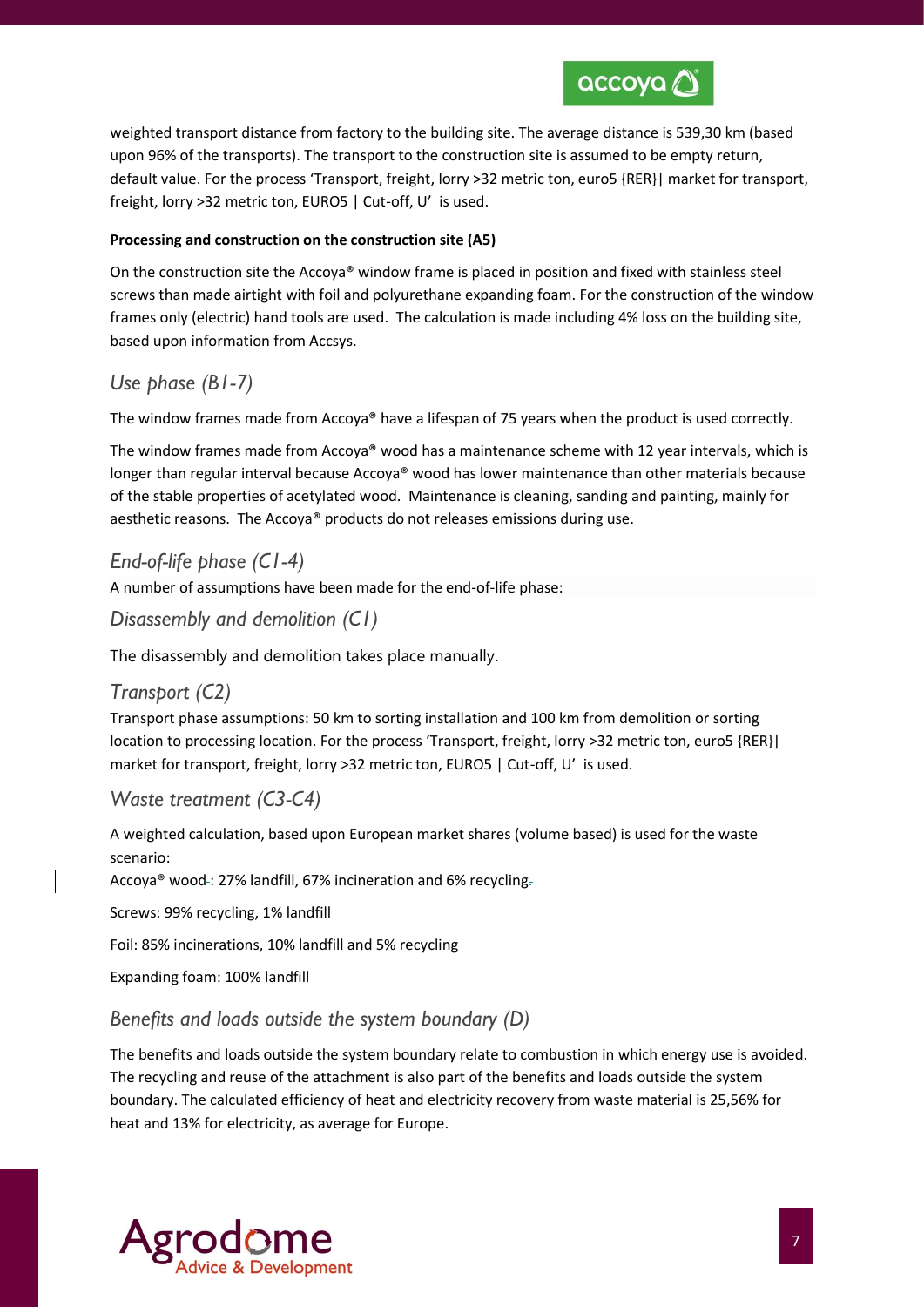weighted transport distance from factory to the building site. The average distance is 539,30 km (based upon 96% of the transports). The transport to the construction site is assumed to be empty return, default value. For the process 'Transport, freight, lorry >32 metric ton, euro5 {RER}| market for transport, freight, lorry >32 metric ton, EURO5 | Cut-off, U' is used.

**Processing and construction on the construction site (A5)**

On the construction site the Accoya® window frame is placed in position and fixed with stainless steel screws than made airtight with foil and polyurethane expanding foam. For the construction of the window frames only (electric) hand tools are used. The calculation is made including 4% loss on the building site, based upon information from Accsys.

## *Use phase (B1-7)*

The window frames made from Accoya® have a lifespan of 75 years when the product is used correctly.

The window frames made from Accoya® wood has a maintenance scheme with 12 year intervals, which is longer than regular interval because Accoya® wood has lower maintenance than other materials because of the stable properties of acetylated wood. Maintenance is cleaning, sanding and painting, mainly for aesthetic reasons. The Accoya® products do not releases emissions during use.

## *End-of-life phase (C1-4)*

A number of assumptions have been made for the end-of-life phase:

### *Disassembly and demolition (C1)*

The disassembly and demolition takes place manually.

### *Transport (C2)*

Transport phase assumptions: 50 km to sorting installation and 100 km from demolition or sorting location to processing location. For the process 'Transport, freight, lorry >32 metric ton, euro5 {RER}| market for transport, freight, lorry >32 metric ton, EURO5 | Cut-off, U' is used.

### *Waste treatment (C3-C4)*

A weighted calculation, based upon European market shares (volume based) is used for the waste scenario:

Accoya® wood: 27% landfill, 67% incineration and 6% recycling

Screws: 99% recycling, 1% landfill

Foil: 85% incinerations, 10% landfill and 5% recycling

Expanding foam: 100% landfill

## *Benefits and loads outside the system boundary (D)*

The benefits and loads outside the system boundary relate to combustion in which energy use is avoided. The recycling and reuse of the attachment is also part of the benefits and loads outside the system boundary. The calculated efficiency of heat and electricity recovery from waste material is 25,56% for heat and 13% for electricity, as average for Europe.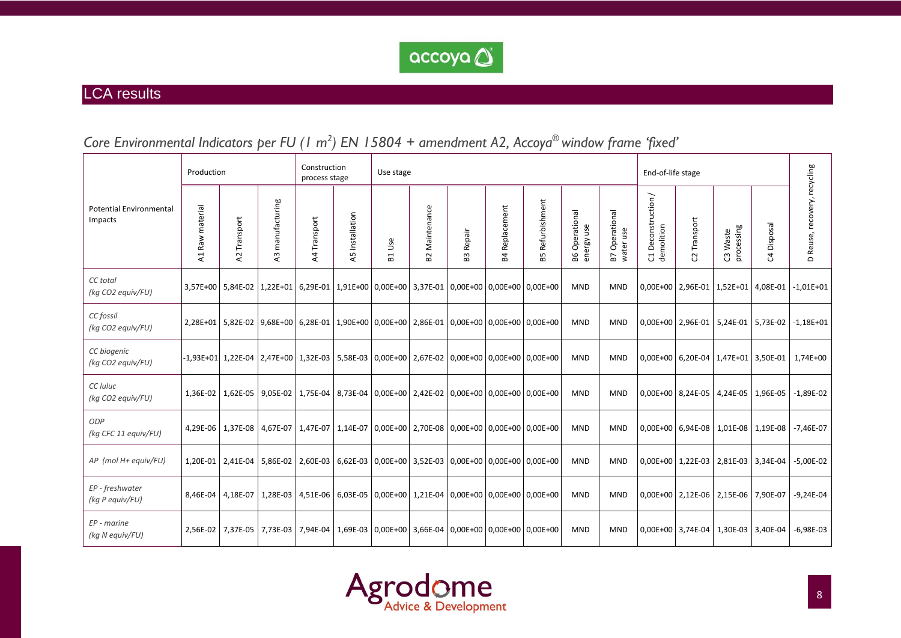## LCA results

*Core Environmental Indicators per FU (1 $m^2$) EN 15804 + amendment A2, Accoya® window frame 'fixed'*

| Potential Environmental Impacts | Production | | | Construction process stage | | Use stage | | | | | | | End-of-life stage | | | | D Reuse, recovery, recycling |
|---|---|---|---|---|---|---|---|---|---|---|---|---|---|---|---|---|---|
| | A1 Raw material | A2 Transport | A3 manufacturing | A4 Transport | A5 Installation | B1 Use | B2 Maintenance | B3 Repair | B4 Replacement | B5 Refurbishment | B6 Operational energy use | B7 Operational water use | C1 Deconstruction / demolition | C2 Transport | C3 Waste processing | C4 Disposal | |
| *CC total (kg CO2 equiv/FU)* | 3,57E+00 | 5,84E-02 | 1,22E+01 | 6,29E-01 | 1,91E+00 | 0,00E+00 | 3,37E-01 | 0,00E+00 | 0,00E+00 | 0,00E+00 | MND | MND | 0,00E+00 | 2,96E-01 | 1,52E+01 | 4,08E-01 | -1,01E+01 |
| *CC fossil (kg CO2 equiv/FU)* | 2,28E+01 | 5,82E-02 | 9,68E+00 | 6,28E-01 | 1,90E+00 | 0,00E+00 | 2,86E-01 | 0,00E+00 | 0,00E+00 | 0,00E+00 | MND | MND | 0,00E+00 | 2,96E-01 | 5,24E-01 | 5,73E-02 | -1,18E+01 |
| *CC biogenic (kg CO2 equiv/FU)* | -1,93E+01 | 1,22E-04 | 2,47E+00 | 1,32E-03 | 5,58E-03 | 0,00E+00 | 2,67E-02 | 0,00E+00 | 0,00E+00 | 0,00E+00 | MND | MND | 0,00E+00 | 6,20E-04 | 1,47E+01 | 3,50E-01 | 1,74E+00 |
| *CC luluc (kg CO2 equiv/FU)* | 1,36E-02 | 1,62E-05 | 9,05E-02 | 1,75E-04 | 8,73E-04 | 0,00E+00 | 2,42E-02 | 0,00E+00 | 0,00E+00 | 0,00E+00 | MND | MND | 0,00E+00 | 8,24E-05 | 4,24E-05 | 1,96E-05 | -1,89E-02 |
| *ODP (kg CFC 11 equiv/FU)* | 4,29E-06 | 1,37E-08 | 4,67E-07 | 1,47E-07 | 1,14E-07 | 0,00E+00 | 2,70E-08 | 0,00E+00 | 0,00E+00 | 0,00E+00 | MND | MND | 0,00E+00 | 6,94E-08 | 1,01E-08 | 1,19E-08 | -7,46E-07 |
| *AP (mol H+ equiv/FU)* | 1,20E-01 | 2,41E-04 | 5,86E-02 | 2,60E-03 | 6,62E-03 | 0,00E+00 | 3,52E-03 | 0,00E+00 | 0,00E+00 | 0,00E+00 | MND | MND | 0,00E+00 | 1,22E-03 | 2,81E-03 | 3,34E-04 | -5,00E-02 |
| *EP - freshwater (kg P equiv/FU)* | 8,46E-04 | 4,18E-07 | 1,28E-03 | 4,51E-06 | 6,03E-05 | 0,00E+00 | 1,21E-04 | 0,00E+00 | 0,00E+00 | 0,00E+00 | MND | MND | 0,00E+00 | 2,12E-06 | 2,15E-06 | 7,90E-07 | -9,24E-04 |
| *EP - marine (kg N equiv/FU)* | 2,56E-02 | 7,37E-05 | 7,73E-03 | 7,94E-04 | 1,69E-03 | 0,00E+00 | 3,66E-04 | 0,00E+00 | 0,00E+00 | 0,00E+00 | MND | MND | 0,00E+00 | 3,74E-04 | 1,30E-03 | 3,40E-04 | -6,98E-03 |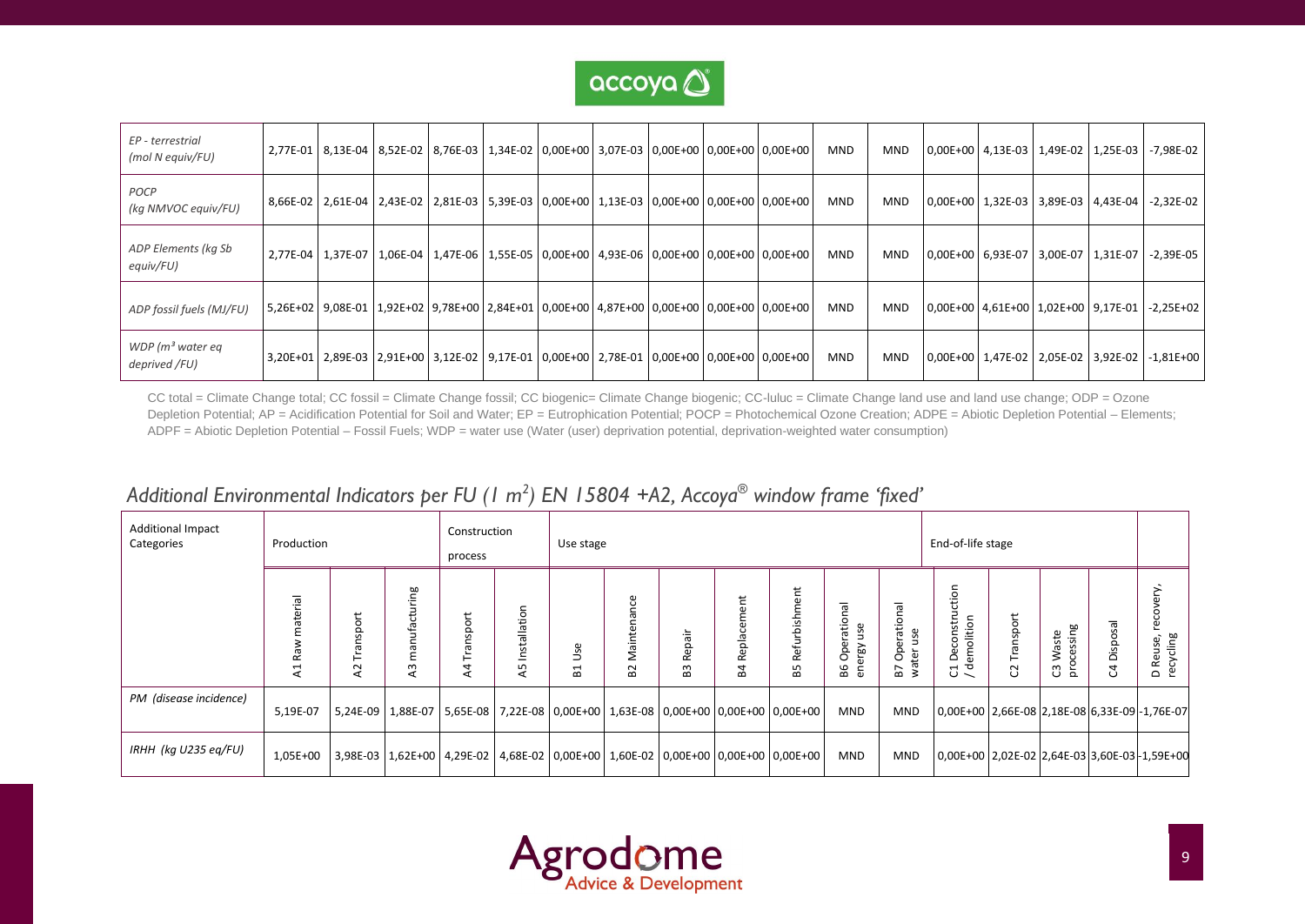| EP - terrestrial (mol N equiv/FU) | 2,77E-01 | 8,13E-04 | 8,52E-02 | 8,76E-03 | 1,34E-02 | 0,00E+00 | 3,07E-03 | 0,00E+00 | 0,00E+00 | 0,00E+00 | MND | MND | 0,00E+00 | 4,13E-03 | 1,49E-02 | 1,25E-03 | -7,98E-02 |
|---|---|---|---|---|---|---|---|---|---|---|---|---|---|---|---|---|---|
| POCP (kg NMVOC equiv/FU) | 8,66E-02 | 2,61E-04 | 2,43E-02 | 2,81E-03 | 5,39E-03 | 0,00E+00 | 1,13E-03 | 0,00E+00 | 0,00E+00 | 0,00E+00 | MND | MND | 0,00E+00 | 1,32E-03 | 3,89E-03 | 4,43E-04 | -2,32E-02 |
| ADP Elements (kg Sb equiv/FU) | 2,77E-04 | 1,37E-07 | 1,06E-04 | 1,47E-06 | 1,55E-05 | 0,00E+00 | 4,93E-06 | 0,00E+00 | 0,00E+00 | 0,00E+00 | MND | MND | 0,00E+00 | 6,93E-07 | 3,00E-07 | 1,31E-07 | -2,39E-05 |
| ADP fossil fuels (MJ/FU) | 5,26E+02 | 9,08E-01 | 1,92E+02 | 9,78E+00 | 2,84E+01 | 0,00E+00 | 4,87E+00 | 0,00E+00 | 0,00E+00 | 0,00E+00 | MND | MND | 0,00E+00 | 4,61E+00 | 1,02E+00 | 9,17E-01 | -2,25E+02 |
| WDP ($m^3$ water eq deprived /FU) | 3,20E+01 | 2,89E-03 | 2,91E+00 | 3,12E-02 | 9,17E-01 | 0,00E+00 | 2,78E-01 | 0,00E+00 | 0,00E+00 | 0,00E+00 | MND | MND | 0,00E+00 | 1,47E-02 | 2,05E-02 | 3,92E-02 | -1,81E+00 |

CC total = Climate Change total; CC fossil = Climate Change fossil; CC biogenic= Climate Change biogenic; CC-luluc = Climate Change land use and land use change; ODP = Ozone Depletion Potential; AP = Acidification Potential for Soil and Water; EP = Eutrophication Potential; POCP = Photochemical Ozone Creation; ADPE = Abiotic Depletion Potential – Elements; ADPF = Abiotic Depletion Potential – Fossil Fuels; WDP = water use (Water (user) deprivation potential, deprivation-weighted water consumption)

## *Additional Environmental Indicators per FU (1 $m^2$) EN 15804 +A2, Accoya® window frame 'fixed'*

| Additional Impact Categories | Production | | | Construction process | | Use stage | | | | | | | End-of-life stage | | | | |
|---|---|---|---|---|---|---|---|---|---|---|---|---|---|---|---|---|---|
| | A1 Raw material | A2 Transport | A3 manufacturing | A4 Transport | A5 Installation | B1 Use | B2 Maintenance | B3 Repair | B4 Replacement | B5 Refurbishment | B6 Operational energy use | B7 Operational water use | C1 Deconstruction / demolition | C2 Transport | C3 Waste processing | C4 Disposal | D Reuse, recovery, recycling |
| PM (disease incidence) | 5,19E-07 | 5,24E-09 | 1,88E-07 | 5,65E-08 | 7,22E-08 | 0,00E+00 | 1,63E-08 | 0,00E+00 | 0,00E+00 | 0,00E+00 | MND | MND | 0,00E+00 | 2,66E-08 | 2,18E-08 | 6,33E-09 | -1,76E-07 |
| IRHH (kg U235 eq/FU) | 1,05E+00 | 3,98E-03 | 1,62E+00 | 4,29E-02 | 4,68E-02 | 0,00E+00 | 1,60E-02 | 0,00E+00 | 0,00E+00 | 0,00E+00 | MND | MND | 0,00E+00 | 2,02E-02 | 2,64E-03 | 3,60E-03 | -1,59E+00 |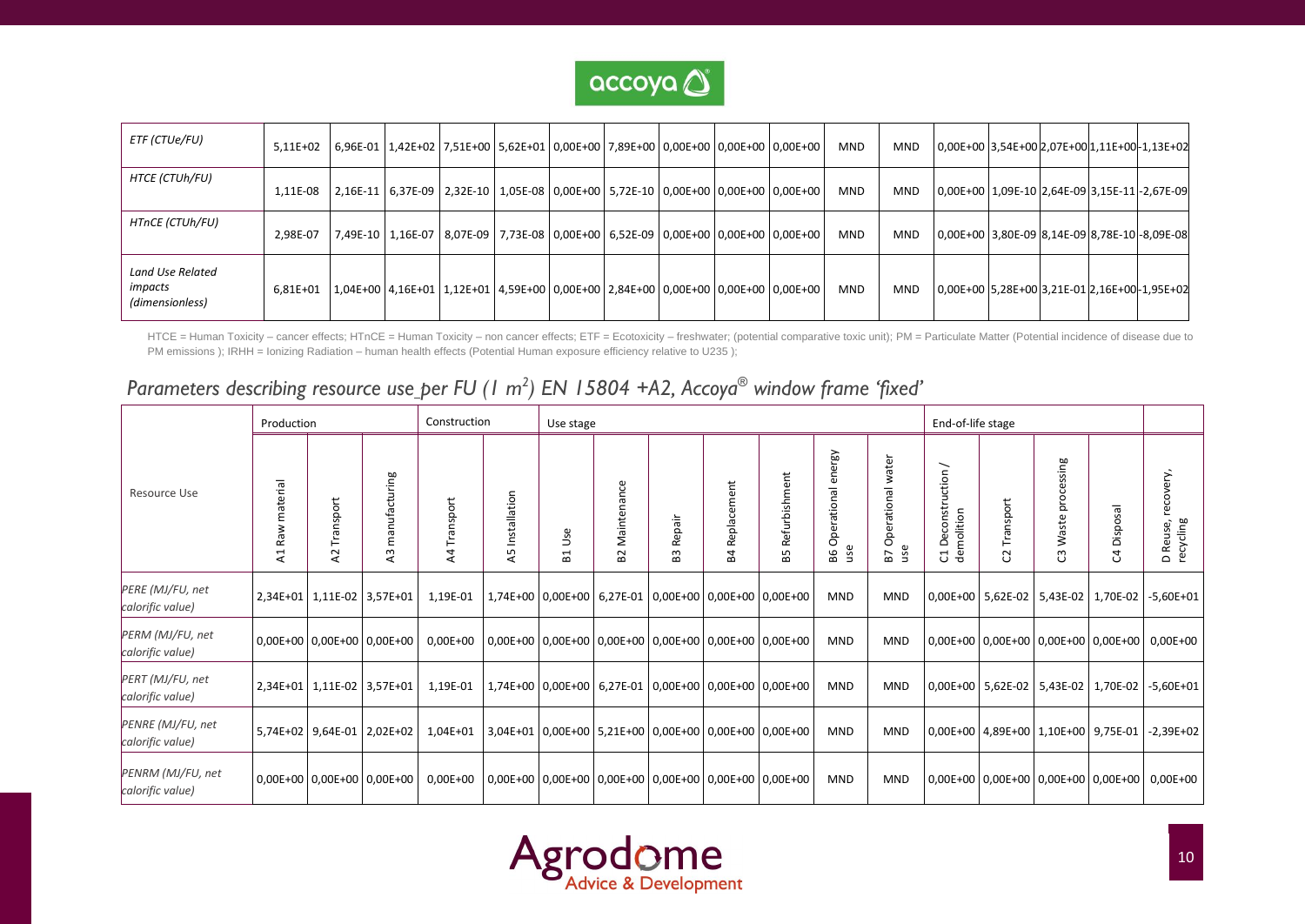| ETF (CTUe/FU) | 5,11E+02 | 6,96E-01 | 1,42E+02 | 7,51E+00 | 5,62E+01 | 0,00E+00 | 7,89E+00 | 0,00E+00 | 0,00E+00 | 0,00E+00 | MND | MND | 0,00E+00 | 3,54E+00 | 2,07E+00 | 1,11E+00 | -1,13E+02 |
|---|---|---|---|---|---|---|---|---|---|---|---|---|---|---|---|---|---|
| HTCE (CTUh/FU) | 1,11E-08 | 2,16E-11 | 6,37E-09 | 2,32E-10 | 1,05E-08 | 0,00E+00 | 5,72E-10 | 0,00E+00 | 0,00E+00 | 0,00E+00 | MND | MND | 0,00E+00 | 1,09E-10 | 2,64E-09 | 3,15E-11 | -2,67E-09 |
| HTnCE (CTUh/FU) | 2,98E-07 | 7,49E-10 | 1,16E-07 | 8,07E-09 | 7,73E-08 | 0,00E+00 | 6,52E-09 | 0,00E+00 | 0,00E+00 | 0,00E+00 | MND | MND | 0,00E+00 | 3,80E-09 | 8,14E-09 | 8,78E-10 | -8,09E-08 |
| Land Use Related impacts (dimensionless) | 6,81E+01 | 1,04E+00 | 4,16E+01 | 1,12E+01 | 4,59E+00 | 0,00E+00 | 2,84E+00 | 0,00E+00 | 0,00E+00 | 0,00E+00 | MND | MND | 0,00E+00 | 5,28E+00 | 3,21E-01 | 2,16E+00 | -1,95E+02 |

HTCE = Human Toxicity – cancer effects; HTnCE = Human Toxicity – non cancer effects; ETF = Ecotoxicity – freshwater; (potential comparative toxic unit); PM = Particulate Matter (Potential incidence of disease due to PM emissions ); IRHH = Ionizing Radiation – human health effects (Potential Human exposure efficiency relative to U235 );

## *Parameters describing resource use per FU (1 m²) EN 15804 +A2, Accoya® window frame 'fixed'*

| Resource Use | Production | | | Construction | | Use stage | | | | | | | End-of-life stage | | | | |
|---|---|---|---|---|---|---|---|---|---|---|---|---|---|---|---|---|---|
| | A1 Raw material | A2 Transport | A3 manufacturing | A4 Transport | A5 Installation | B1 Use | B2 Maintenance | B3 Repair | B4 Replacement | B5 Refurbishment | B6 Operational energy use | B7 Operational water use | C1 Deconstruction / demolition | C2 Transport | C3 Waste processing | C4 Disposal | D Reuse, recovery, recycling |
| PERE (MJ/FU, net calorific value) | 2,34E+01 | 1,11E-02 | 3,57E+01 | 1,19E-01 | 1,74E+00 | 0,00E+00 | 6,27E-01 | 0,00E+00 | 0,00E+00 | 0,00E+00 | MND | MND | 0,00E+00 | 5,62E-02 | 5,43E-02 | 1,70E-02 | -5,60E+01 |
| PERM (MJ/FU, net calorific value) | 0,00E+00 | 0,00E+00 | 0,00E+00 | 0,00E+00 | 0,00E+00 | 0,00E+00 | 0,00E+00 | 0,00E+00 | 0,00E+00 | 0,00E+00 | MND | MND | 0,00E+00 | 0,00E+00 | 0,00E+00 | 0,00E+00 | 0,00E+00 |
| PERT (MJ/FU, net calorific value) | 2,34E+01 | 1,11E-02 | 3,57E+01 | 1,19E-01 | 1,74E+00 | 0,00E+00 | 6,27E-01 | 0,00E+00 | 0,00E+00 | 0,00E+00 | MND | MND | 0,00E+00 | 5,62E-02 | 5,43E-02 | 1,70E-02 | -5,60E+01 |
| PENRE (MJ/FU, net calorific value) | 5,74E+02 | 9,64E-01 | 2,02E+02 | 1,04E+01 | 3,04E+01 | 0,00E+00 | 5,21E+00 | 0,00E+00 | 0,00E+00 | 0,00E+00 | MND | MND | 0,00E+00 | 4,89E+00 | 1,10E+00 | 9,75E-01 | -2,39E+02 |
| PENRM (MJ/FU, net calorific value) | 0,00E+00 | 0,00E+00 | 0,00E+00 | 0,00E+00 | 0,00E+00 | 0,00E+00 | 0,00E+00 | 0,00E+00 | 0,00E+00 | 0,00E+00 | MND | MND | 0,00E+00 | 0,00E+00 | 0,00E+00 | 0,00E+00 | 0,00E+00 |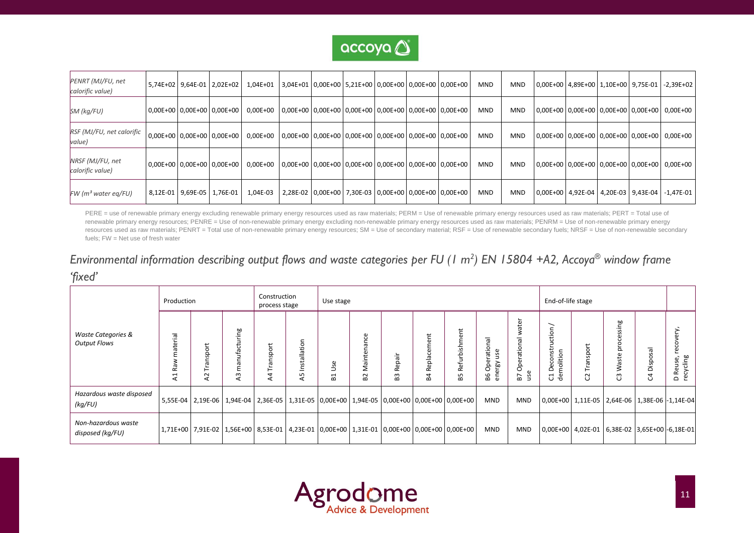| | A1 | A2 | A3 | A4 | A5 | B1 | B2 | B3 | B4 | B5 | B6 | B7 | C1 | C2 | C3 | C4 | D |
|---|---|---|---|---|---|---|---|---|---|---|---|---|---|---|---|---|---|
| *PENRT (MJ/FU, net calorific value)* | 5,74E+02 | 9,64E-01 | 2,02E+02 | 1,04E+01 | 3,04E+01 | 0,00E+00 | 5,21E+00 | 0,00E+00 | 0,00E+00 | 0,00E+00 | MND | MND | 0,00E+00 | 4,89E+00 | 1,10E+00 | 9,75E-01 | -2,39E+02 |
| *SM (kg/FU)* | 0,00E+00 | 0,00E+00 | 0,00E+00 | 0,00E+00 | 0,00E+00 | 0,00E+00 | 0,00E+00 | 0,00E+00 | 0,00E+00 | 0,00E+00 | MND | MND | 0,00E+00 | 0,00E+00 | 0,00E+00 | 0,00E+00 | 0,00E+00 |
| *RSF (MJ/FU, net calorific value)* | 0,00E+00 | 0,00E+00 | 0,00E+00 | 0,00E+00 | 0,00E+00 | 0,00E+00 | 0,00E+00 | 0,00E+00 | 0,00E+00 | 0,00E+00 | MND | MND | 0,00E+00 | 0,00E+00 | 0,00E+00 | 0,00E+00 | 0,00E+00 |
| *NRSF (MJ/FU, net calorific value)* | 0,00E+00 | 0,00E+00 | 0,00E+00 | 0,00E+00 | 0,00E+00 | 0,00E+00 | 0,00E+00 | 0,00E+00 | 0,00E+00 | 0,00E+00 | MND | MND | 0,00E+00 | 0,00E+00 | 0,00E+00 | 0,00E+00 | 0,00E+00 |
| *FW ($m^3$ water eq/FU)* | 8,12E-01 | 9,69E-05 | 1,76E-01 | 1,04E-03 | 2,28E-02 | 0,00E+00 | 7,30E-03 | 0,00E+00 | 0,00E+00 | 0,00E+00 | MND | MND | 0,00E+00 | 4,92E-04 | 4,20E-03 | 9,43E-04 | -1,47E-01 |

PERE = use of renewable primary energy excluding renewable primary energy resources used as raw materials; PERM = Use of renewable primary energy resources used as raw materials; PERT = Total use of renewable primary energy resources; PENRE = Use of non-renewable primary energy excluding non-renewable primary energy resources used as raw materials; PENRM = Use of non-renewable primary energy resources used as raw materials; PENRT = Total use of non-renewable primary energy resources; SM = Use of secondary material; RSF = Use of renewable secondary fuels; NRSF = Use of non-renewable secondary fuels; FW = Net use of fresh water

## *Environmental information describing output flows and waste categories per FU (1 m²) EN 15804 +A2, Accoya® window frame 'fixed'*

| *Waste Categories & Output Flows* | Production | | | Construction process stage | | Use stage | | | | | | | End-of-life stage | | | | |
|---|---|---|---|---|---|---|---|---|---|---|---|---|---|---|---|---|---|
| | A1 Raw material | A2 Transport | A3 manufacturing | A4 Transport | A5 Installation | B1 Use | B2 Maintenance | B3 Repair | B4 Replacement | B5 Refurbishment | B6 Operational energy use | B7 Operational water use | C1 Deconstruction / demolition | C2 Transport | C3 Waste processing | C4 Disposal | D Reuse, recovery, recycling |
| *Hazardous waste disposed (kg/FU)* | 5,55E-04 | 2,19E-06 | 1,94E-04 | 2,36E-05 | 1,31E-05 | 0,00E+00 | 1,94E-05 | 0,00E+00 | 0,00E+00 | 0,00E+00 | MND | MND | 0,00E+00 | 1,11E-05 | 2,64E-06 | 1,38E-06 | -1,14E-04 |
| *Non-hazardous waste disposed (kg/FU)* | 1,71E+00 | 7,91E-02 | 1,56E+00 | 8,53E-01 | 4,23E-01 | 0,00E+00 | 1,31E-01 | 0,00E+00 | 0,00E+00 | 0,00E+00 | MND | MND | 0,00E+00 | 4,02E-01 | 6,38E-02 | 3,65E+00 | -6,18E-01 |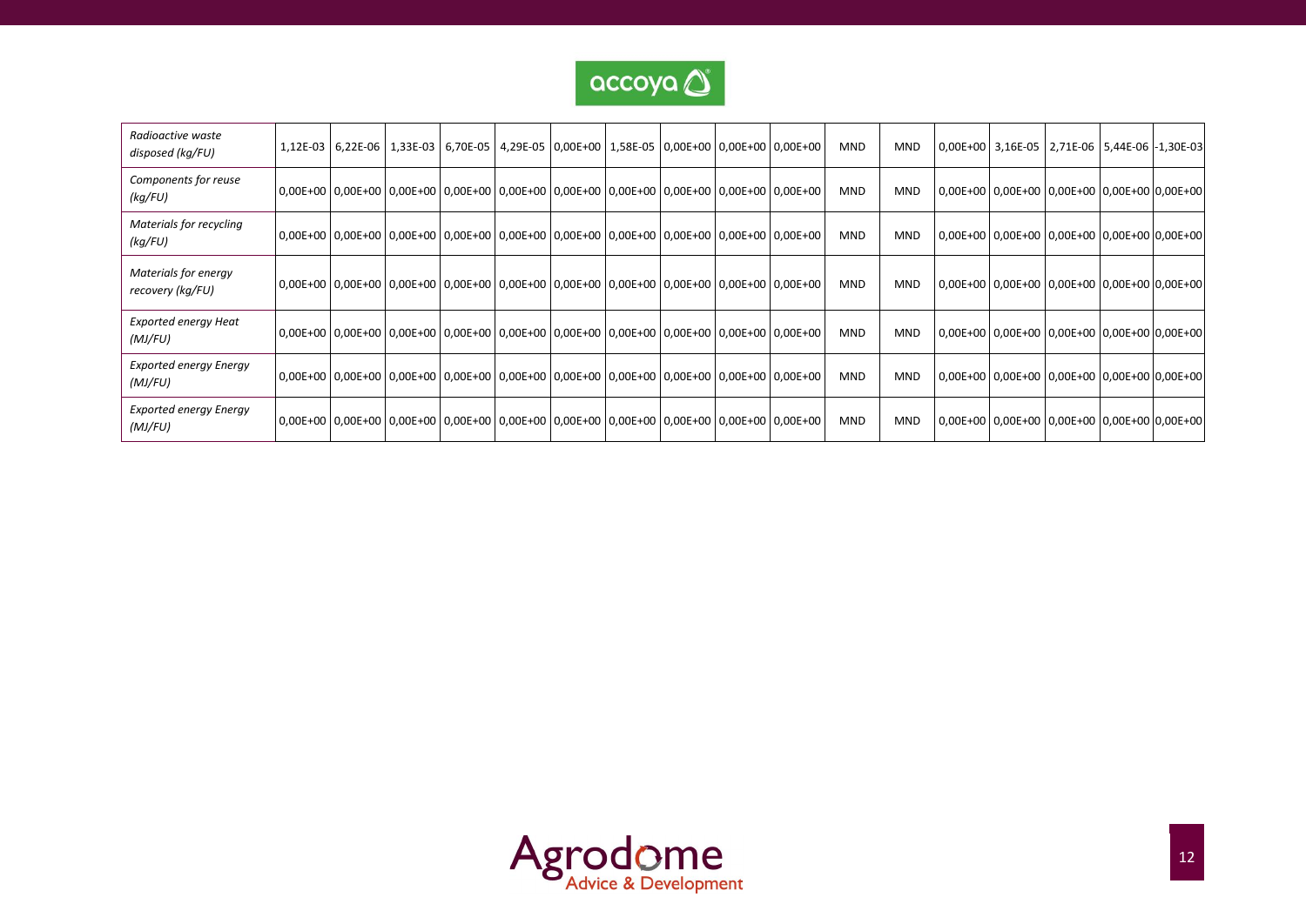| | | | | | | | | | | | | | | | | | |
|---|---|---|---|---|---|---|---|---|---|---|---|---|---|---|---|---|---|
| *Radioactive waste disposed (kg/FU)* | 1,12E-03 | 6,22E-06 | 1,33E-03 | 6,70E-05 | 4,29E-05 | 0,00E+00 | 1,58E-05 | 0,00E+00 | 0,00E+00 | 0,00E+00 | MND | MND | 0,00E+00 | 3,16E-05 | 2,71E-06 | 5,44E-06 | -1,30E-03 |
| *Components for reuse (kg/FU)* | 0,00E+00 | 0,00E+00 | 0,00E+00 | 0,00E+00 | 0,00E+00 | 0,00E+00 | 0,00E+00 | 0,00E+00 | 0,00E+00 | 0,00E+00 | MND | MND | 0,00E+00 | 0,00E+00 | 0,00E+00 | 0,00E+00 | 0,00E+00 |
| *Materials for recycling (kg/FU)* | 0,00E+00 | 0,00E+00 | 0,00E+00 | 0,00E+00 | 0,00E+00 | 0,00E+00 | 0,00E+00 | 0,00E+00 | 0,00E+00 | 0,00E+00 | MND | MND | 0,00E+00 | 0,00E+00 | 0,00E+00 | 0,00E+00 | 0,00E+00 |
| *Materials for energy recovery (kg/FU)* | 0,00E+00 | 0,00E+00 | 0,00E+00 | 0,00E+00 | 0,00E+00 | 0,00E+00 | 0,00E+00 | 0,00E+00 | 0,00E+00 | 0,00E+00 | MND | MND | 0,00E+00 | 0,00E+00 | 0,00E+00 | 0,00E+00 | 0,00E+00 |
| *Exported energy Heat (MJ/FU)* | 0,00E+00 | 0,00E+00 | 0,00E+00 | 0,00E+00 | 0,00E+00 | 0,00E+00 | 0,00E+00 | 0,00E+00 | 0,00E+00 | 0,00E+00 | MND | MND | 0,00E+00 | 0,00E+00 | 0,00E+00 | 0,00E+00 | 0,00E+00 |
| *Exported energy Energy (MJ/FU)* | 0,00E+00 | 0,00E+00 | 0,00E+00 | 0,00E+00 | 0,00E+00 | 0,00E+00 | 0,00E+00 | 0,00E+00 | 0,00E+00 | 0,00E+00 | MND | MND | 0,00E+00 | 0,00E+00 | 0,00E+00 | 0,00E+00 | 0,00E+00 |
| *Exported energy Energy (MJ/FU)* | 0,00E+00 | 0,00E+00 | 0,00E+00 | 0,00E+00 | 0,00E+00 | 0,00E+00 | 0,00E+00 | 0,00E+00 | 0,00E+00 | 0,00E+00 | MND | MND | 0,00E+00 | 0,00E+00 | 0,00E+00 | 0,00E+00 | 0,00E+00 |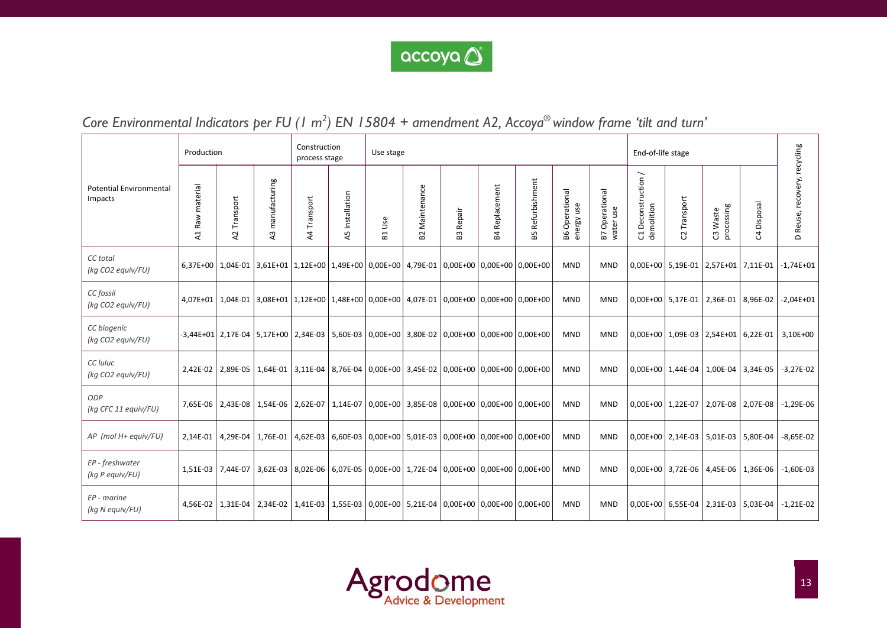*Core Environmental Indicators per FU (1 $m^2$) EN 15804 + amendment A2, Accoya® window frame 'tilt and turn'*

| Potential Environmental Impacts | Production | | | Construction process stage | | Use stage | | | | | | | End-of-life stage | | | | |
|---|---|---|---|---|---|---|---|---|---|---|---|---|---|---|---|---|---|
| | A1 Raw material | A2 Transport | A3 manufacturing | A4 Transport | A5 Installation | B1 Use | B2 Maintenance | B3 Repair | B4 Replacement | B5 Refurbishment | B6 Operational energy use | B7 Operational water use | C1 Deconstruction / demolition | C2 Transport | C3 Waste processing | C4 Disposal | D Reuse, recovery, recycling |
| *CC total (kg CO2 equiv/FU)* | 6,37E+00 | 1,04E-01 | 3,61E+01 | 1,12E+00 | 1,49E+00 | 0,00E+00 | 4,79E-01 | 0,00E+00 | 0,00E+00 | 0,00E+00 | MND | MND | 0,00E+00 | 5,19E-01 | 2,57E+01 | 7,11E-01 | -1,74E+01 |
| *CC fossil (kg CO2 equiv/FU)* | 4,07E+01 | 1,04E-01 | 3,08E+01 | 1,12E+00 | 1,48E+00 | 0,00E+00 | 4,07E-01 | 0,00E+00 | 0,00E+00 | 0,00E+00 | MND | MND | 0,00E+00 | 5,17E-01 | 2,36E-01 | 8,96E-02 | -2,04E+01 |
| *CC biogenic (kg CO2 equiv/FU)* | -3,44E+01 | 2,17E-04 | 5,17E+00 | 2,34E-03 | 5,60E-03 | 0,00E+00 | 3,80E-02 | 0,00E+00 | 0,00E+00 | 0,00E+00 | MND | MND | 0,00E+00 | 1,09E-03 | 2,54E+01 | 6,22E-01 | 3,10E+00 |
| *CC luluc (kg CO2 equiv/FU)* | 2,42E-02 | 2,89E-05 | 1,64E-01 | 3,11E-04 | 8,76E-04 | 0,00E+00 | 3,45E-02 | 0,00E+00 | 0,00E+00 | 0,00E+00 | MND | MND | 0,00E+00 | 1,44E-04 | 1,00E-04 | 3,34E-05 | -3,27E-02 |
| *ODP (kg CFC 11 equiv/FU)* | 7,65E-06 | 2,43E-08 | 1,54E-06 | 2,62E-07 | 1,14E-07 | 0,00E+00 | 3,85E-08 | 0,00E+00 | 0,00E+00 | 0,00E+00 | MND | MND | 0,00E+00 | 1,22E-07 | 2,07E-08 | 2,07E-08 | -1,29E-06 |
| *AP (mol H+ equiv/FU)* | 2,14E-01 | 4,29E-04 | 1,76E-01 | 4,62E-03 | 6,60E-03 | 0,00E+00 | 5,01E-03 | 0,00E+00 | 0,00E+00 | 0,00E+00 | MND | MND | 0,00E+00 | 2,14E-03 | 5,01E-03 | 5,80E-04 | -8,65E-02 |
| *EP - freshwater (kg P equiv/FU)* | 1,51E-03 | 7,44E-07 | 3,62E-03 | 8,02E-06 | 6,07E-05 | 0,00E+00 | 1,72E-04 | 0,00E+00 | 0,00E+00 | 0,00E+00 | MND | MND | 0,00E+00 | 3,72E-06 | 4,45E-06 | 1,36E-06 | -1,60E-03 |
| *EP - marine (kg N equiv/FU)* | 4,56E-02 | 1,31E-04 | 2,34E-02 | 1,41E-03 | 1,55E-03 | 0,00E+00 | 5,21E-04 | 0,00E+00 | 0,00E+00 | 0,00E+00 | MND | MND | 0,00E+00 | 6,55E-04 | 2,31E-03 | 5,03E-04 | -1,21E-02 |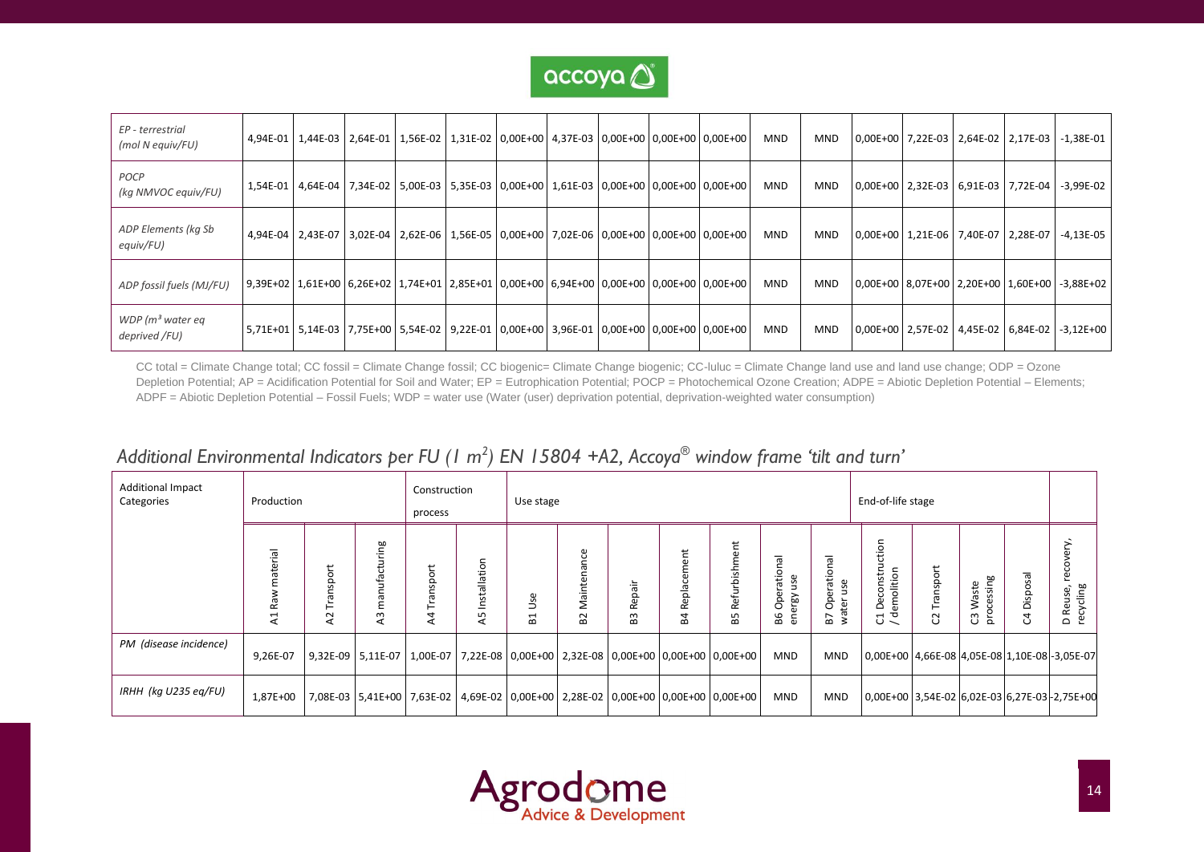| | A1 | A2 | A3 | A4 | A5 | B1 | B2 | B3 | B4 | B5 | B6 | B7 | C1 | C2 | C3 | C4 | D |
|---|---|---|---|---|---|---|---|---|---|---|---|---|---|---|---|---|---|
| *EP - terrestrial (mol N equiv/FU)* | 4,94E-01 | 1,44E-03 | 2,64E-01 | 1,56E-02 | 1,31E-02 | 0,00E+00 | 4,37E-03 | 0,00E+00 | 0,00E+00 | 0,00E+00 | MND | MND | 0,00E+00 | 7,22E-03 | 2,64E-02 | 2,17E-03 | -1,38E-01 |
| *POCP (kg NMVOC equiv/FU)* | 1,54E-01 | 4,64E-04 | 7,34E-02 | 5,00E-03 | 5,35E-03 | 0,00E+00 | 1,61E-03 | 0,00E+00 | 0,00E+00 | 0,00E+00 | MND | MND | 0,00E+00 | 2,32E-03 | 6,91E-03 | 7,72E-04 | -3,99E-02 |
| *ADP Elements (kg Sb equiv/FU)* | 4,94E-04 | 2,43E-07 | 3,02E-04 | 2,62E-06 | 1,56E-05 | 0,00E+00 | 7,02E-06 | 0,00E+00 | 0,00E+00 | 0,00E+00 | MND | MND | 0,00E+00 | 1,21E-06 | 7,40E-07 | 2,28E-07 | -4,13E-05 |
| *ADP fossil fuels (MJ/FU)* | 9,39E+02 | 1,61E+00 | 6,26E+02 | 1,74E+01 | 2,85E+01 | 0,00E+00 | 6,94E+00 | 0,00E+00 | 0,00E+00 | 0,00E+00 | MND | MND | 0,00E+00 | 8,07E+00 | 2,20E+00 | 1,60E+00 | -3,88E+02 |
| *WDP ($m^3$ water eq deprived /FU)* | 5,71E+01 | 5,14E-03 | 7,75E+00 | 5,54E-02 | 9,22E-01 | 0,00E+00 | 3,96E-01 | 0,00E+00 | 0,00E+00 | 0,00E+00 | MND | MND | 0,00E+00 | 2,57E-02 | 4,45E-02 | 6,84E-02 | -3,12E+00 |

CC total = Climate Change total; CC fossil = Climate Change fossil; CC biogenic= Climate Change biogenic; CC-luluc = Climate Change land use and land use change; ODP = Ozone Depletion Potential; AP = Acidification Potential for Soil and Water; EP = Eutrophication Potential; POCP = Photochemical Ozone Creation; ADPE = Abiotic Depletion Potential – Elements; ADPF = Abiotic Depletion Potential – Fossil Fuels; WDP = water use (Water (user) deprivation potential, deprivation-weighted water consumption)

## *Additional Environmental Indicators per FU (1 $m^2$) EN 15804 +A2, Accoya® window frame 'tilt and turn'*

| Additional Impact Categories | Production | | | Construction process | | Use stage | | | | | | | End-of-life stage | | | | |
|---|---|---|---|---|---|---|---|---|---|---|---|---|---|---|---|---|---|
| | A1 Raw material | A2 Transport | A3 manufacturing | A4 Transport | A5 Installation | B1 Use | B2 Maintenance | B3 Repair | B4 Replacement | B5 Refurbishment | B6 Operational energy use | B7 Operational water use | C1 Deconstruction / demolition | C2 Transport | C3 Waste processing | C4 Disposal | D Reuse, recovery, recycling |
| *PM (disease incidence)* | 9,26E-07 | 9,32E-09 | 5,11E-07 | 1,00E-07 | 7,22E-08 | 0,00E+00 | 2,32E-08 | 0,00E+00 | 0,00E+00 | 0,00E+00 | MND | MND | 0,00E+00 | 4,66E-08 | 4,05E-08 | 1,10E-08 | -3,05E-07 |
| *IRHH (kg U235 eq/FU)* | 1,87E+00 | 7,08E-03 | 5,41E+00 | 7,63E-02 | 4,69E-02 | 0,00E+00 | 2,28E-02 | 0,00E+00 | 0,00E+00 | 0,00E+00 | MND | MND | 0,00E+00 | 3,54E-02 | 6,02E-03 | 6,27E-03 | -2,75E+00 |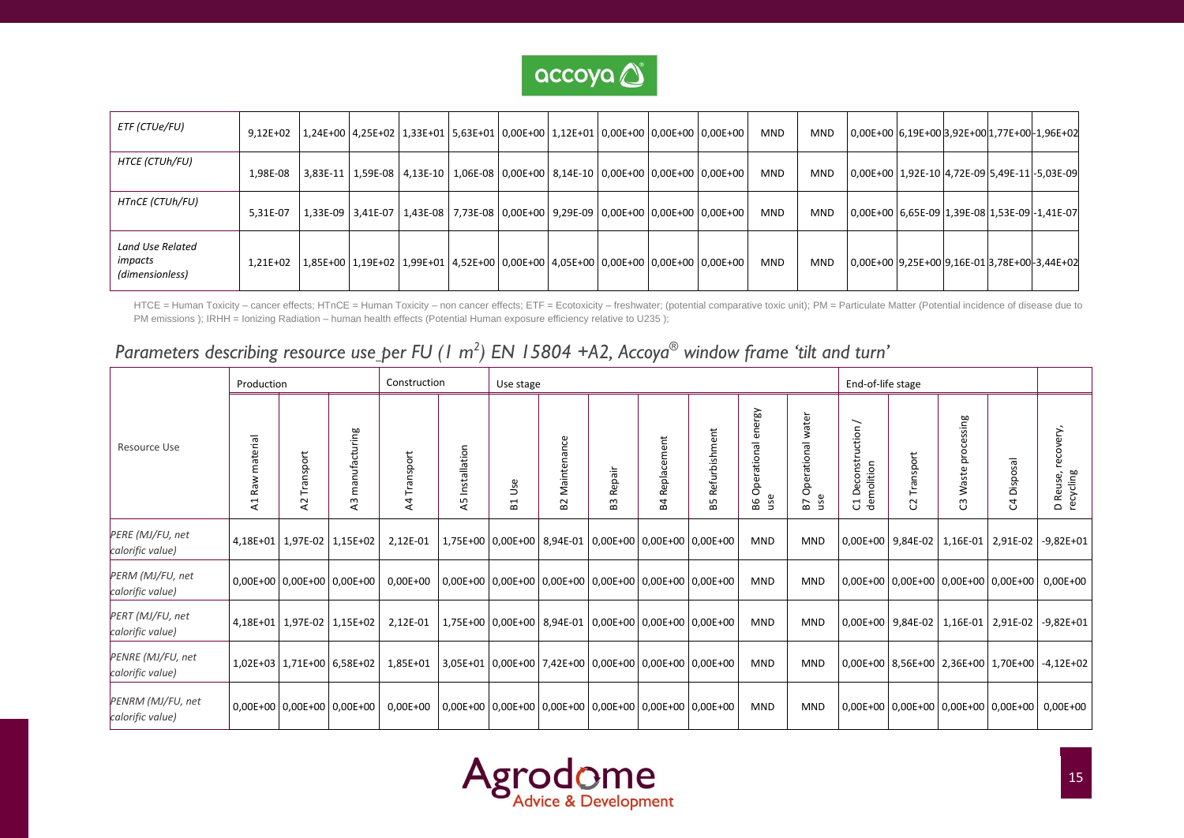| | | | | | | | | | | | | | | | | |
|---|---|---|---|---|---|---|---|---|---|---|---|---|---|---|---|---|
| *ETF (CTUe/FU)* | 9,12E+02 | 1,24E+00 | 4,25E+02 | 1,33E+01 | 5,63E+01 | 0,00E+00 | 1,12E+01 | 0,00E+00 | 0,00E+00 | 0,00E+00 | MND | MND | 0,00E+00 | 6,19E+00 | 3,92E+00 | 1,77E+00 | -1,96E+02 |
| *HTCE (CTUh/FU)* | 1,98E-08 | 3,83E-11 | 1,59E-08 | 4,13E-10 | 1,06E-08 | 0,00E+00 | 8,14E-10 | 0,00E+00 | 0,00E+00 | 0,00E+00 | MND | MND | 0,00E+00 | 1,92E-10 | 4,72E-09 | 5,49E-11 | -5,03E-09 |
| *HTnCE (CTUh/FU)* | 5,31E-07 | 1,33E-09 | 3,41E-07 | 1,43E-08 | 7,73E-08 | 0,00E+00 | 9,29E-09 | 0,00E+00 | 0,00E+00 | 0,00E+00 | MND | MND | 0,00E+00 | 6,65E-09 | 1,39E-08 | 1,53E-09 | -1,41E-07 |
| *Land Use Related impacts (dimensionless)* | 1,21E+02 | 1,85E+00 | 1,19E+02 | 1,99E+01 | 4,52E+00 | 0,00E+00 | 4,05E+00 | 0,00E+00 | 0,00E+00 | 0,00E+00 | MND | MND | 0,00E+00 | 9,25E+00 | 9,16E-01 | 3,78E+00 | -3,44E+02 |

HTCE = Human Toxicity – cancer effects; HTnCE = Human Toxicity – non cancer effects; ETF = Ecotoxicity – freshwater; (potential comparative toxic unit); PM = Particulate Matter (Potential incidence of disease due to PM emissions ); IRHH = Ionizing Radiation – human health effects (Potential Human exposure efficiency relative to U235 );

## *Parameters describing resource use per FU (1 m²) EN 15804 +A2, Accoya® window frame 'tilt and turn'*

| Resource Use | Production | | | Construction | | Use stage | | | | | | | End-of-life stage | | | | |
|---|---|---|---|---|---|---|---|---|---|---|---|---|---|---|---|---|---|
| | A1 Raw material | A2 Transport | A3 manufacturing | A4 Transport | A5 Installation | B1 Use | B2 Maintenance | B3 Repair | B4 Replacement | B5 Refurbishment | B6 Operational energy use | B7 Operational water use | C1 Deconstruction / demolition | C2 Transport | C3 Waste processing | C4 Disposal | D Reuse, recovery, recycling |
| *PERE (MJ/FU, net calorific value)* | 4,18E+01 | 1,97E-02 | 1,15E+02 | 2,12E-01 | 1,75E+00 | 0,00E+00 | 8,94E-01 | 0,00E+00 | 0,00E+00 | 0,00E+00 | MND | MND | 0,00E+00 | 9,84E-02 | 1,16E-01 | 2,91E-02 | -9,82E+01 |
| *PERM (MJ/FU, net calorific value)* | 0,00E+00 | 0,00E+00 | 0,00E+00 | 0,00E+00 | 0,00E+00 | 0,00E+00 | 0,00E+00 | 0,00E+00 | 0,00E+00 | 0,00E+00 | MND | MND | 0,00E+00 | 0,00E+00 | 0,00E+00 | 0,00E+00 | 0,00E+00 |
| *PERT (MJ/FU, net calorific value)* | 4,18E+01 | 1,97E-02 | 1,15E+02 | 2,12E-01 | 1,75E+00 | 0,00E+00 | 8,94E-01 | 0,00E+00 | 0,00E+00 | 0,00E+00 | MND | MND | 0,00E+00 | 9,84E-02 | 1,16E-01 | 2,91E-02 | -9,82E+01 |
| *PENRE (MJ/FU, net calorific value)* | 1,02E+03 | 1,71E+00 | 6,58E+02 | 1,85E+01 | 3,05E+01 | 0,00E+00 | 7,42E+00 | 0,00E+00 | 0,00E+00 | 0,00E+00 | MND | MND | 0,00E+00 | 8,56E+00 | 2,36E+00 | 1,70E+00 | -4,12E+02 |
| *PENRM (MJ/FU, net calorific value)* | 0,00E+00 | 0,00E+00 | 0,00E+00 | 0,00E+00 | 0,00E+00 | 0,00E+00 | 0,00E+00 | 0,00E+00 | 0,00E+00 | 0,00E+00 | MND | MND | 0,00E+00 | 0,00E+00 | 0,00E+00 | 0,00E+00 | 0,00E+00 |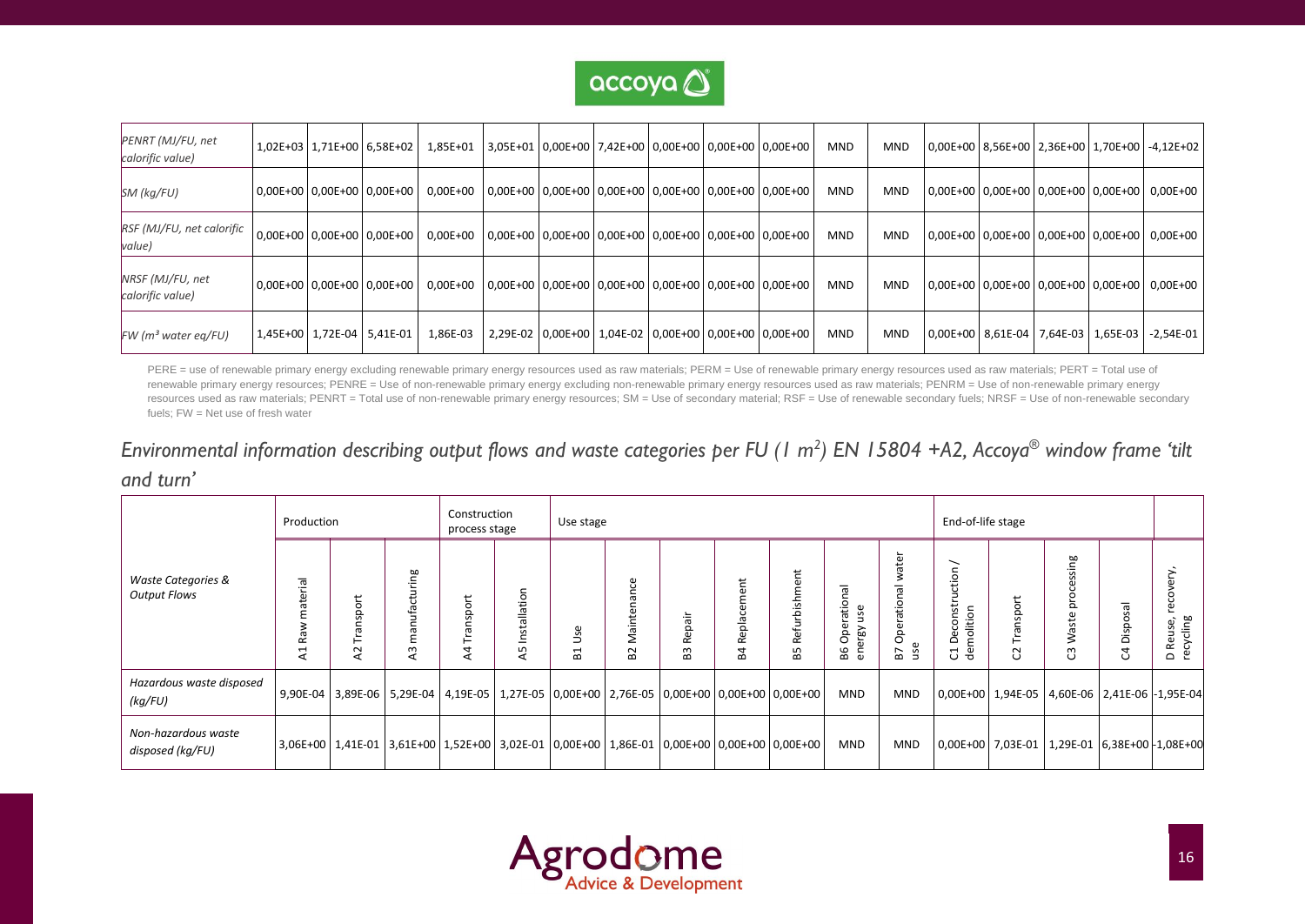| | | | | | | | | | | | | | | | | | |
|---|---|---|---|---|---|---|---|---|---|---|---|---|---|---|---|---|---|
| *PENRT (MJ/FU, net calorific value)* | 1,02E+03 | 1,71E+00 | 6,58E+02 | 1,85E+01 | 3,05E+01 | 0,00E+00 | 7,42E+00 | 0,00E+00 | 0,00E+00 | 0,00E+00 | MND | MND | 0,00E+00 | 8,56E+00 | 2,36E+00 | 1,70E+00 | -4,12E+02 |
| *SM (kg/FU)* | 0,00E+00 | 0,00E+00 | 0,00E+00 | 0,00E+00 | 0,00E+00 | 0,00E+00 | 0,00E+00 | 0,00E+00 | 0,00E+00 | 0,00E+00 | MND | MND | 0,00E+00 | 0,00E+00 | 0,00E+00 | 0,00E+00 | 0,00E+00 |
| *RSF (MJ/FU, net calorific value)* | 0,00E+00 | 0,00E+00 | 0,00E+00 | 0,00E+00 | 0,00E+00 | 0,00E+00 | 0,00E+00 | 0,00E+00 | 0,00E+00 | 0,00E+00 | MND | MND | 0,00E+00 | 0,00E+00 | 0,00E+00 | 0,00E+00 | 0,00E+00 |
| *NRSF (MJ/FU, net calorific value)* | 0,00E+00 | 0,00E+00 | 0,00E+00 | 0,00E+00 | 0,00E+00 | 0,00E+00 | 0,00E+00 | 0,00E+00 | 0,00E+00 | 0,00E+00 | MND | MND | 0,00E+00 | 0,00E+00 | 0,00E+00 | 0,00E+00 | 0,00E+00 |
| *FW ($m^3$ water eq/FU)* | 1,45E+00 | 1,72E-04 | 5,41E-01 | 1,86E-03 | 2,29E-02 | 0,00E+00 | 1,04E-02 | 0,00E+00 | 0,00E+00 | 0,00E+00 | MND | MND | 0,00E+00 | 8,61E-04 | 7,64E-03 | 1,65E-03 | -2,54E-01 |

PERE = use of renewable primary energy excluding renewable primary energy resources used as raw materials; PERM = Use of renewable primary energy resources used as raw materials; PERT = Total use of renewable primary energy resources; PENRE = Use of non-renewable primary energy excluding non-renewable primary energy resources used as raw materials; PENRM = Use of non-renewable primary energy resources used as raw materials; PENRT = Total use of non-renewable primary energy resources; SM = Use of secondary material; RSF = Use of renewable secondary fuels; NRSF = Use of non-renewable secondary fuels; FW = Net use of fresh water

## *Environmental information describing output flows and waste categories per FU (1 $m^2$) EN 15804 +A2, Accoya® window frame 'tilt and turn'*

| | Production | | | Construction process stage | | Use stage | | | | | | | End-of-life stage | | | | |
|---|---|---|---|---|---|---|---|---|---|---|---|---|---|---|---|---|---|
| *Waste Categories & Output Flows* | A1 Raw material | A2 Transport | A3 manufacturing | A4 Transport | A5 Installation | B1 Use | B2 Maintenance | B3 Repair | B4 Replacement | B5 Refurbishment | B6 Operational energy use | B7 Operational water use | C1 Deconstruction / demolition | C2 Transport | C3 Waste processing | C4 Disposal | D Reuse, recovery, recycling |
| *Hazardous waste disposed (kg/FU)* | 9,90E-04 | 3,89E-06 | 5,29E-04 | 4,19E-05 | 1,27E-05 | 0,00E+00 | 2,76E-05 | 0,00E+00 | 0,00E+00 | 0,00E+00 | MND | MND | 0,00E+00 | 1,94E-05 | 4,60E-06 | 2,41E-06 | -1,95E-04 |
| *Non-hazardous waste disposed (kg/FU)* | 3,06E+00 | 1,41E-01 | 3,61E+00 | 1,52E+00 | 3,02E-01 | 0,00E+00 | 1,86E-01 | 0,00E+00 | 0,00E+00 | 0,00E+00 | MND | MND | 0,00E+00 | 7,03E-01 | 1,29E-01 | 6,38E+00 | -1,08E+00 |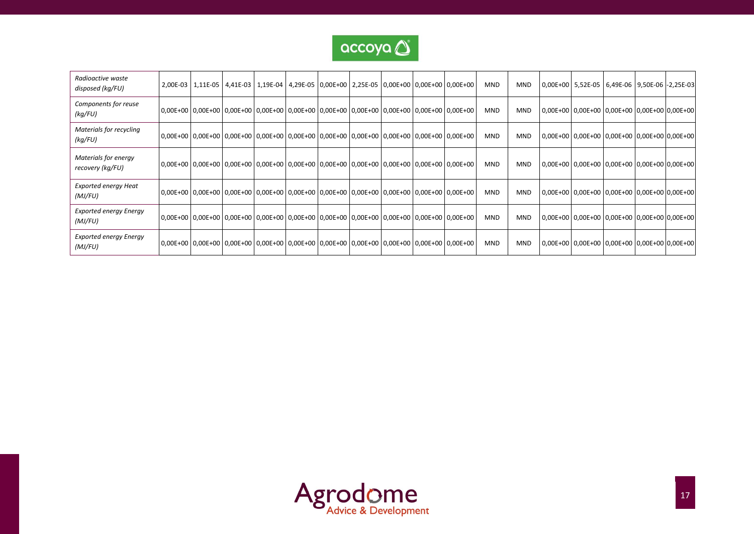| | | | | | | | | | | | | | | | | | |
|---|---|---|---|---|---|---|---|---|---|---|---|---|---|---|---|---|---|
| *Radioactive waste disposed (kg/FU)* | 2,00E-03 | 1,11E-05 | 4,41E-03 | 1,19E-04 | 4,29E-05 | 0,00E+00 | 2,25E-05 | 0,00E+00 | 0,00E+00 | 0,00E+00 | MND | MND | 0,00E+00 | 5,52E-05 | 6,49E-06 | 9,50E-06 | -2,25E-03 |
| *Components for reuse (kg/FU)* | 0,00E+00 | 0,00E+00 | 0,00E+00 | 0,00E+00 | 0,00E+00 | 0,00E+00 | 0,00E+00 | 0,00E+00 | 0,00E+00 | 0,00E+00 | MND | MND | 0,00E+00 | 0,00E+00 | 0,00E+00 | 0,00E+00 | 0,00E+00 |
| *Materials for recycling (kg/FU)* | 0,00E+00 | 0,00E+00 | 0,00E+00 | 0,00E+00 | 0,00E+00 | 0,00E+00 | 0,00E+00 | 0,00E+00 | 0,00E+00 | 0,00E+00 | MND | MND | 0,00E+00 | 0,00E+00 | 0,00E+00 | 0,00E+00 | 0,00E+00 |
| *Materials for energy recovery (kg/FU)* | 0,00E+00 | 0,00E+00 | 0,00E+00 | 0,00E+00 | 0,00E+00 | 0,00E+00 | 0,00E+00 | 0,00E+00 | 0,00E+00 | 0,00E+00 | MND | MND | 0,00E+00 | 0,00E+00 | 0,00E+00 | 0,00E+00 | 0,00E+00 |
| *Exported energy Heat (MJ/FU)* | 0,00E+00 | 0,00E+00 | 0,00E+00 | 0,00E+00 | 0,00E+00 | 0,00E+00 | 0,00E+00 | 0,00E+00 | 0,00E+00 | 0,00E+00 | MND | MND | 0,00E+00 | 0,00E+00 | 0,00E+00 | 0,00E+00 | 0,00E+00 |
| *Exported energy Energy (MJ/FU)* | 0,00E+00 | 0,00E+00 | 0,00E+00 | 0,00E+00 | 0,00E+00 | 0,00E+00 | 0,00E+00 | 0,00E+00 | 0,00E+00 | 0,00E+00 | MND | MND | 0,00E+00 | 0,00E+00 | 0,00E+00 | 0,00E+00 | 0,00E+00 |
| *Exported energy Energy (MJ/FU)* | 0,00E+00 | 0,00E+00 | 0,00E+00 | 0,00E+00 | 0,00E+00 | 0,00E+00 | 0,00E+00 | 0,00E+00 | 0,00E+00 | 0,00E+00 | MND | MND | 0,00E+00 | 0,00E+00 | 0,00E+00 | 0,00E+00 | 0,00E+00 |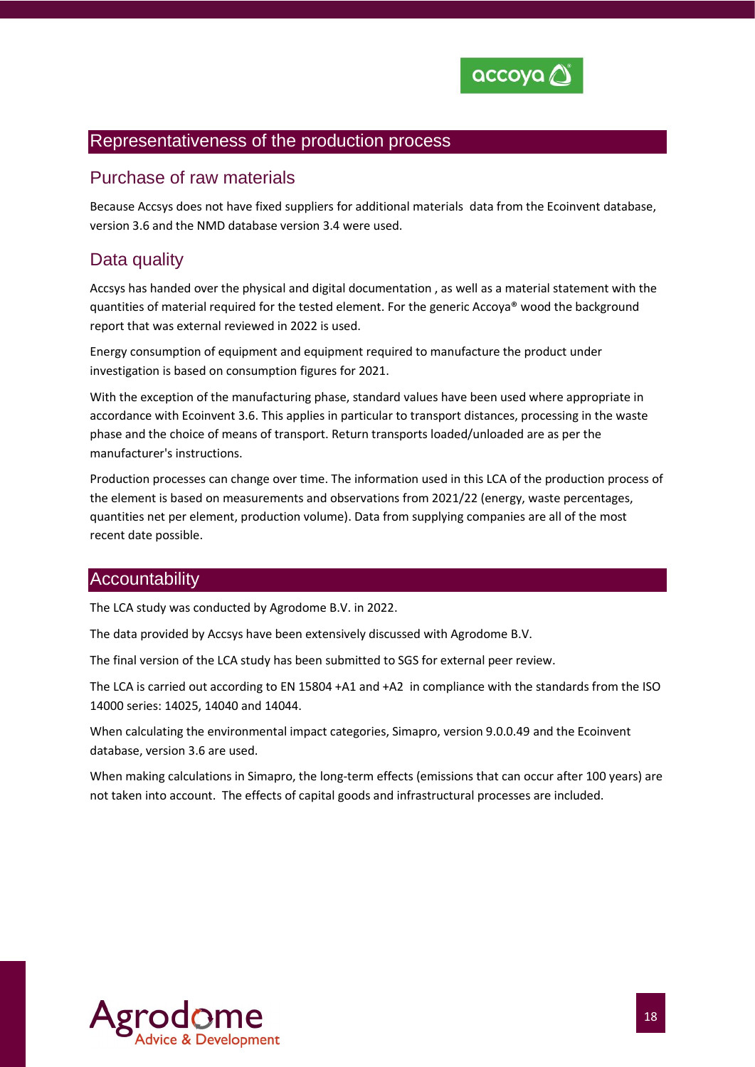## Representativeness of the production process

### Purchase of raw materials

Because Accsys does not have fixed suppliers for additional materials  data from the Ecoinvent database, version 3.6 and the NMD database version 3.4 were used.

### Data quality

Accsys has handed over the physical and digital documentation , as well as a material statement with the quantities of material required for the tested element. For the generic Accoya® wood the background report that was external reviewed in 2022 is used.

Energy consumption of equipment and equipment required to manufacture the product under investigation is based on consumption figures for 2021.

With the exception of the manufacturing phase, standard values have been used where appropriate in accordance with Ecoinvent 3.6. This applies in particular to transport distances, processing in the waste phase and the choice of means of transport. Return transports loaded/unloaded are as per the manufacturer's instructions.

Production processes can change over time. The information used in this LCA of the production process of the element is based on measurements and observations from 2021/22 (energy, waste percentages, quantities net per element, production volume). Data from supplying companies are all of the most recent date possible.

## Accountability

The LCA study was conducted by Agrodome B.V. in 2022.

The data provided by Accsys have been extensively discussed with Agrodome B.V.

The final version of the LCA study has been submitted to SGS for external peer review.

The LCA is carried out according to EN 15804 +A1 and +A2  in compliance with the standards from the ISO 14000 series: 14025, 14040 and 14044.

When calculating the environmental impact categories, Simapro, version 9.0.0.49 and the Ecoinvent database, version 3.6 are used.

When making calculations in Simapro, the long-term effects (emissions that can occur after 100 years) are not taken into account.  The effects of capital goods and infrastructural processes are included.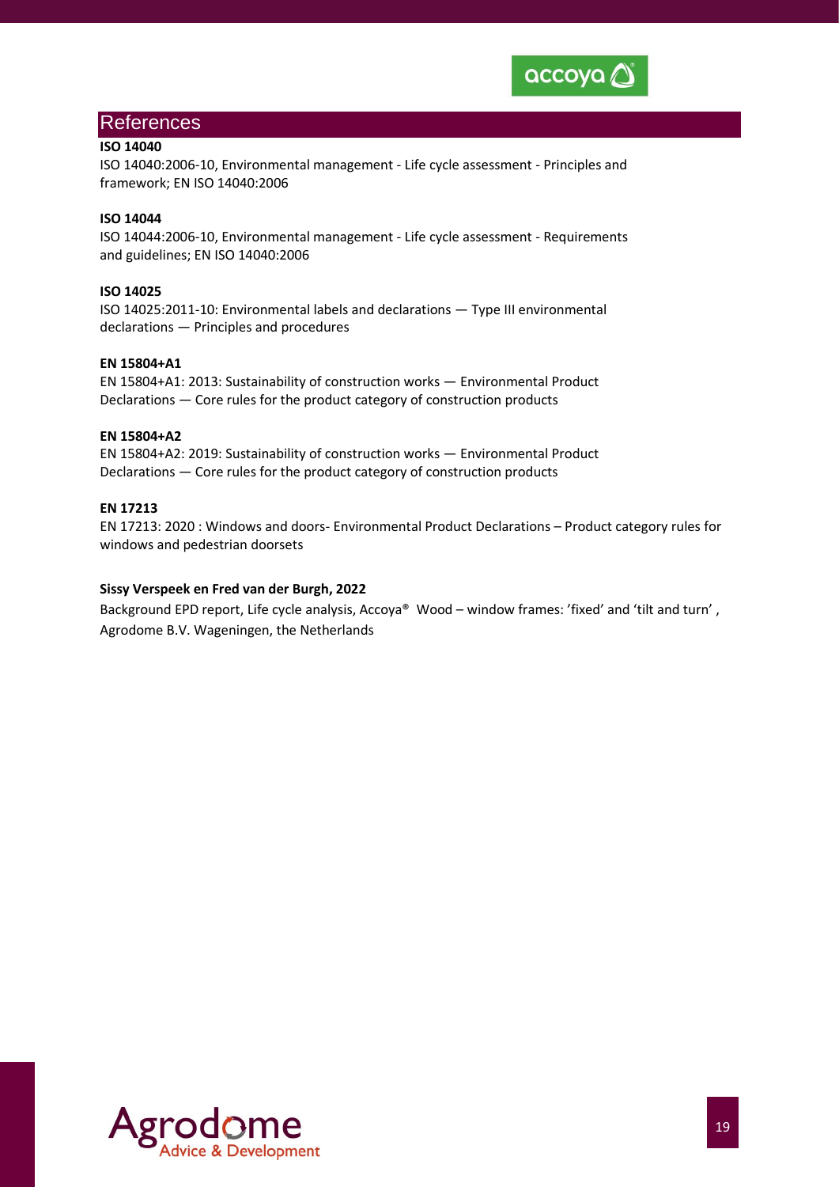## References

**ISO 14040**
ISO 14040:2006-10, Environmental management - Life cycle assessment - Principles and framework; EN ISO 14040:2006

**ISO 14044**
ISO 14044:2006-10, Environmental management - Life cycle assessment - Requirements and guidelines; EN ISO 14040:2006

**ISO 14025**
ISO 14025:2011-10: Environmental labels and declarations — Type III environmental declarations — Principles and procedures

**EN 15804+A1**
EN 15804+A1: 2013: Sustainability of construction works — Environmental Product Declarations — Core rules for the product category of construction products

**EN 15804+A2**
EN 15804+A2: 2019: Sustainability of construction works — Environmental Product Declarations — Core rules for the product category of construction products

**EN 17213**
EN 17213: 2020 : Windows and doors- Environmental Product Declarations – Product category rules for windows and pedestrian doorsets

**Sissy Verspeek en Fred van der Burgh, 2022**
Background EPD report, Life cycle analysis, Accoya® Wood – window frames: 'fixed' and 'tilt and turn' , Agrodome B.V. Wageningen, the Netherlands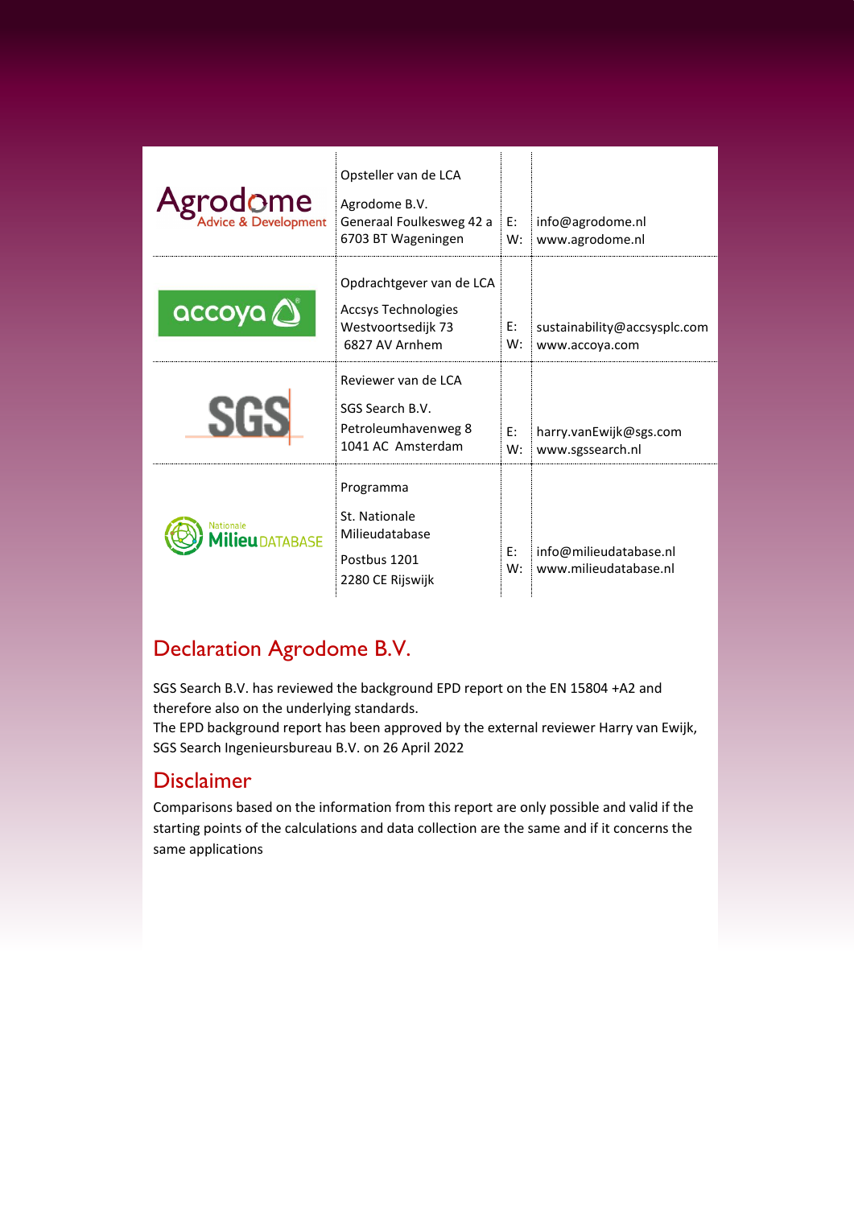| | | | |
|---|---|---|---|
| Agrodome Advice & Development | Opsteller van de LCA<br><br>Agrodome B.V.<br>Generaal Foulkesweg 42 a<br>6703 BT Wageningen | E:<br>W: | info@agrodome.nl<br>www.agrodome.nl |
| accoya | Opdrachtgever van de LCA<br><br>Accsys Technologies<br>Westvoortsedijk 73<br>6827 AV Arnhem | E:<br>W: | sustainability@accsysplc.com<br>www.accoya.com |
| SGS | Reviewer van de LCA<br><br>SGS Search B.V.<br>Petroleumhavenweg 8<br>1041 AC Amsterdam | E:<br>W: | harry.vanEwijk@sgs.com<br>www.sgssearch.nl |
| Nationale Milieu DATABASE | Programma<br><br>St. Nationale Milieudatabase<br><br>Postbus 1201<br>2280 CE Rijswijk | E:<br>W: | info@milieudatabase.nl<br>www.milieudatabase.nl |

## Declaration Agrodome B.V.

SGS Search B.V. has reviewed the background EPD report on the EN 15804 +A2 and therefore also on the underlying standards.
The EPD background report has been approved by the external reviewer Harry van Ewijk, SGS Search Ingenieursbureau B.V. on 26 April 2022

## Disclaimer

Comparisons based on the information from this report are only possible and valid if the starting points of the calculations and data collection are the same and if it concerns the same applications